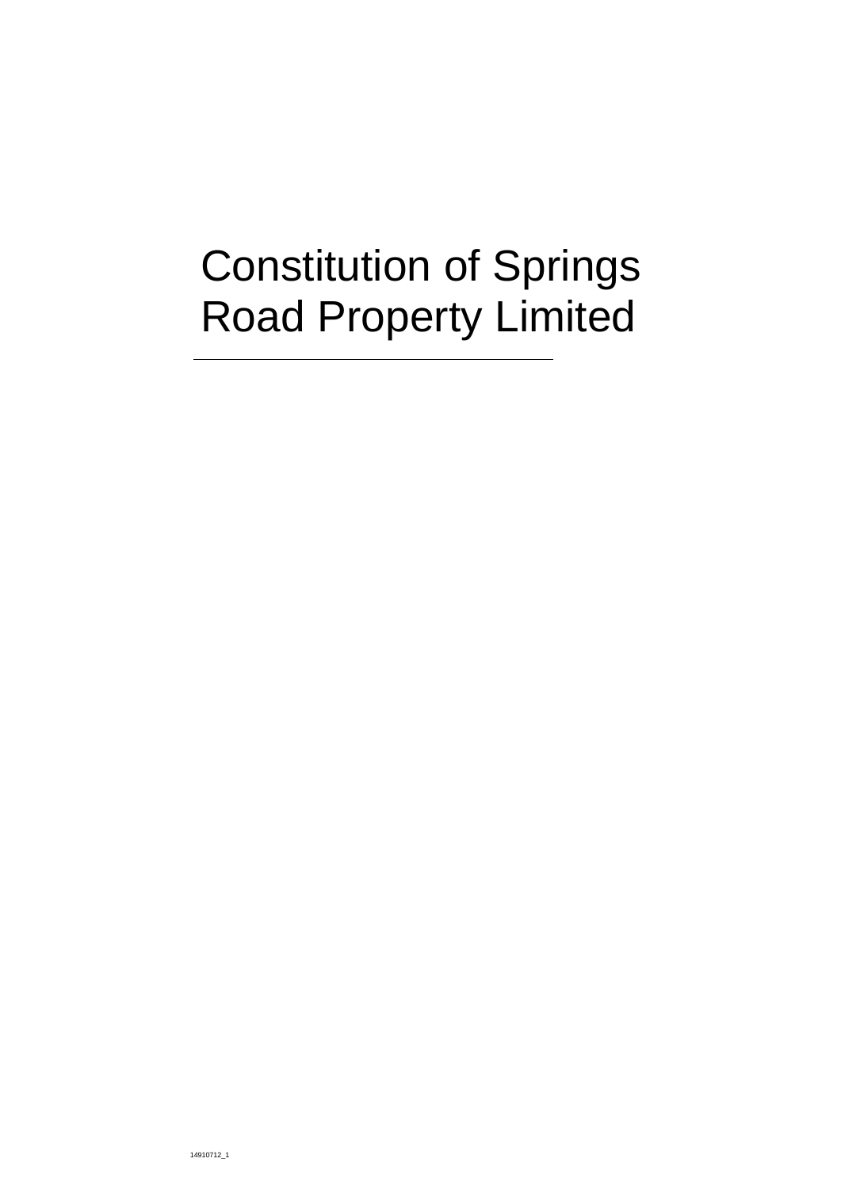# Constitution of Springs Road Property Limited

---

14910712_1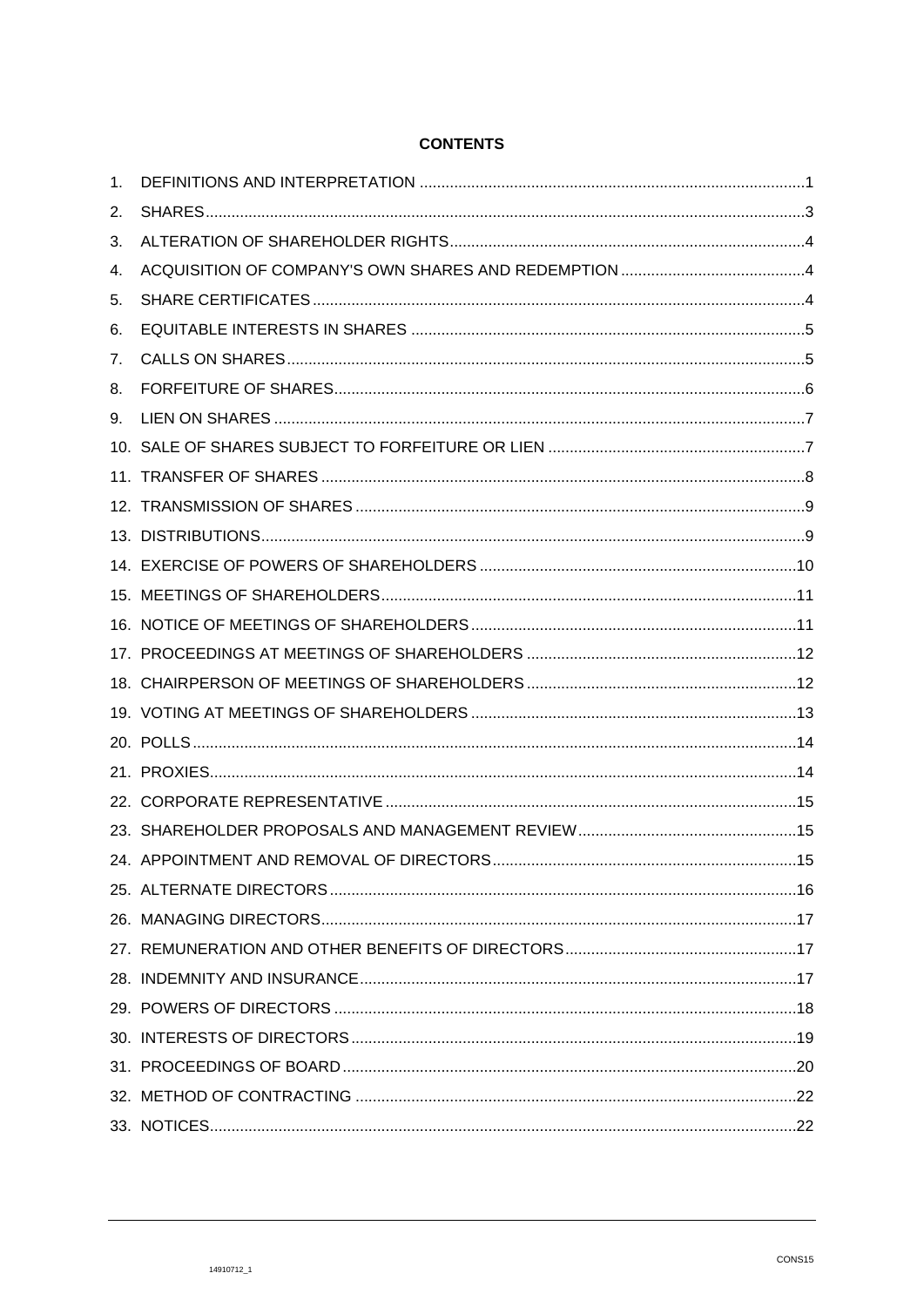**CONTENTS**

1. DEFINITIONS AND INTERPRETATION ..... 1
2. SHARES ..... 3
3. ALTERATION OF SHAREHOLDER RIGHTS ..... 4
4. ACQUISITION OF COMPANY'S OWN SHARES AND REDEMPTION ..... 4
5. SHARE CERTIFICATES ..... 4
6. EQUITABLE INTERESTS IN SHARES ..... 5
7. CALLS ON SHARES ..... 5
8. FORFEITURE OF SHARES ..... 6
9. LIEN ON SHARES ..... 7
10. SALE OF SHARES SUBJECT TO FORFEITURE OR LIEN ..... 7
11. TRANSFER OF SHARES ..... 8
12. TRANSMISSION OF SHARES ..... 9
13. DISTRIBUTIONS ..... 9
14. EXERCISE OF POWERS OF SHAREHOLDERS ..... 10
15. MEETINGS OF SHAREHOLDERS ..... 11
16. NOTICE OF MEETINGS OF SHAREHOLDERS ..... 11
17. PROCEEDINGS AT MEETINGS OF SHAREHOLDERS ..... 12
18. CHAIRPERSON OF MEETINGS OF SHAREHOLDERS ..... 12
19. VOTING AT MEETINGS OF SHAREHOLDERS ..... 13
20. POLLS ..... 14
21. PROXIES ..... 14
22. CORPORATE REPRESENTATIVE ..... 15
23. SHAREHOLDER PROPOSALS AND MANAGEMENT REVIEW ..... 15
24. APPOINTMENT AND REMOVAL OF DIRECTORS ..... 15
25. ALTERNATE DIRECTORS ..... 16
26. MANAGING DIRECTORS ..... 17
27. REMUNERATION AND OTHER BENEFITS OF DIRECTORS ..... 17
28. INDEMNITY AND INSURANCE ..... 17
29. POWERS OF DIRECTORS ..... 18
30. INTERESTS OF DIRECTORS ..... 19
31. PROCEEDINGS OF BOARD ..... 20
32. METHOD OF CONTRACTING ..... 22
33. NOTICES ..... 22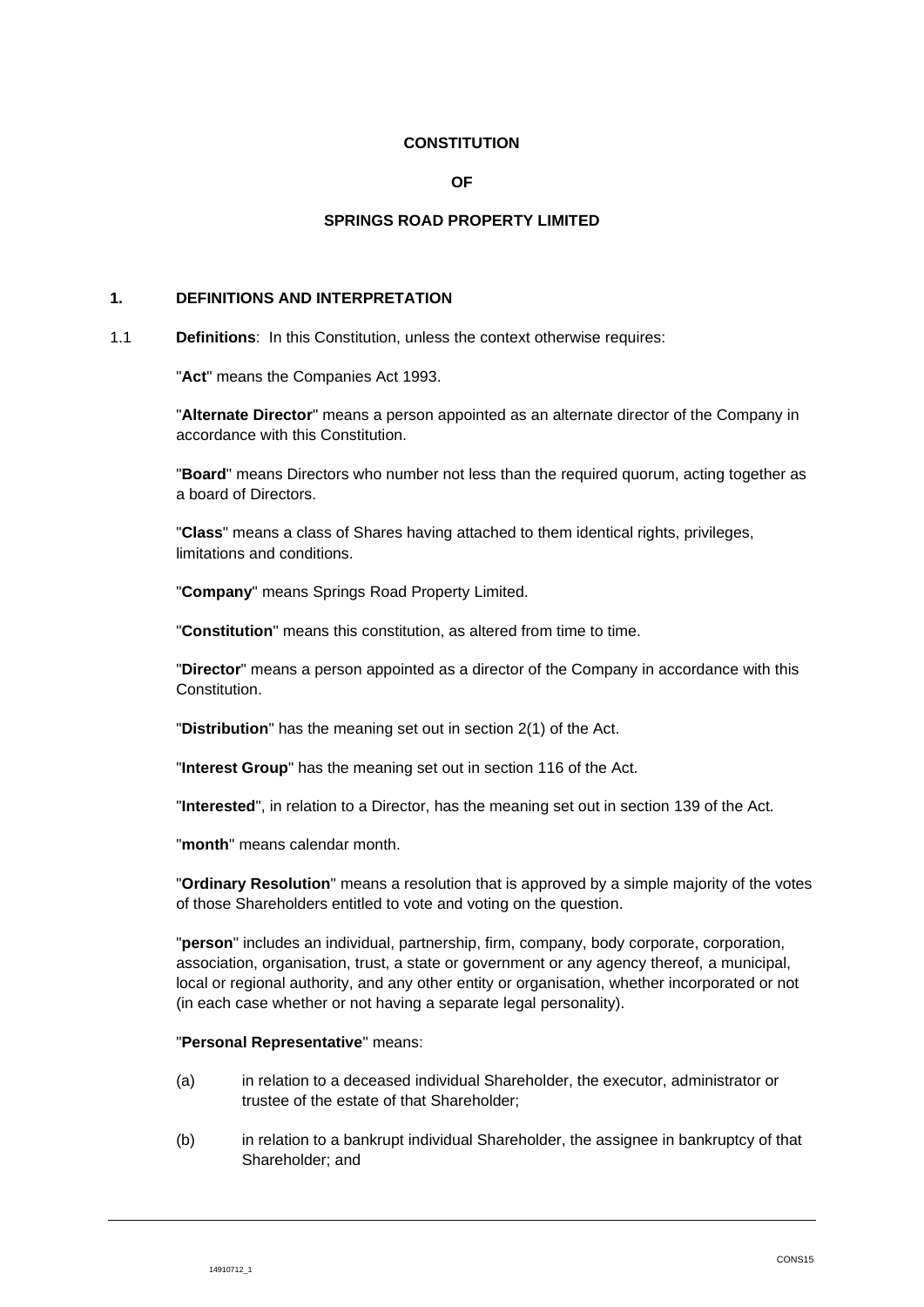**CONSTITUTION**

**OF**

**SPRINGS ROAD PROPERTY LIMITED**

## 1. DEFINITIONS AND INTERPRETATION

1.1 **Definitions**: In this Constitution, unless the context otherwise requires:

"**Act**" means the Companies Act 1993.

"**Alternate Director**" means a person appointed as an alternate director of the Company in accordance with this Constitution.

"**Board**" means Directors who number not less than the required quorum, acting together as a board of Directors.

"**Class**" means a class of Shares having attached to them identical rights, privileges, limitations and conditions.

"**Company**" means Springs Road Property Limited.

"**Constitution**" means this constitution, as altered from time to time.

"**Director**" means a person appointed as a director of the Company in accordance with this Constitution.

"**Distribution**" has the meaning set out in section 2(1) of the Act.

"**Interest Group**" has the meaning set out in section 116 of the Act.

"**Interested**", in relation to a Director, has the meaning set out in section 139 of the Act.

"**month**" means calendar month.

"**Ordinary Resolution**" means a resolution that is approved by a simple majority of the votes of those Shareholders entitled to vote and voting on the question.

"**person**" includes an individual, partnership, firm, company, body corporate, corporation, association, organisation, trust, a state or government or any agency thereof, a municipal, local or regional authority, and any other entity or organisation, whether incorporated or not (in each case whether or not having a separate legal personality).

"**Personal Representative**" means:

(a) in relation to a deceased individual Shareholder, the executor, administrator or trustee of the estate of that Shareholder;

(b) in relation to a bankrupt individual Shareholder, the assignee in bankruptcy of that Shareholder; and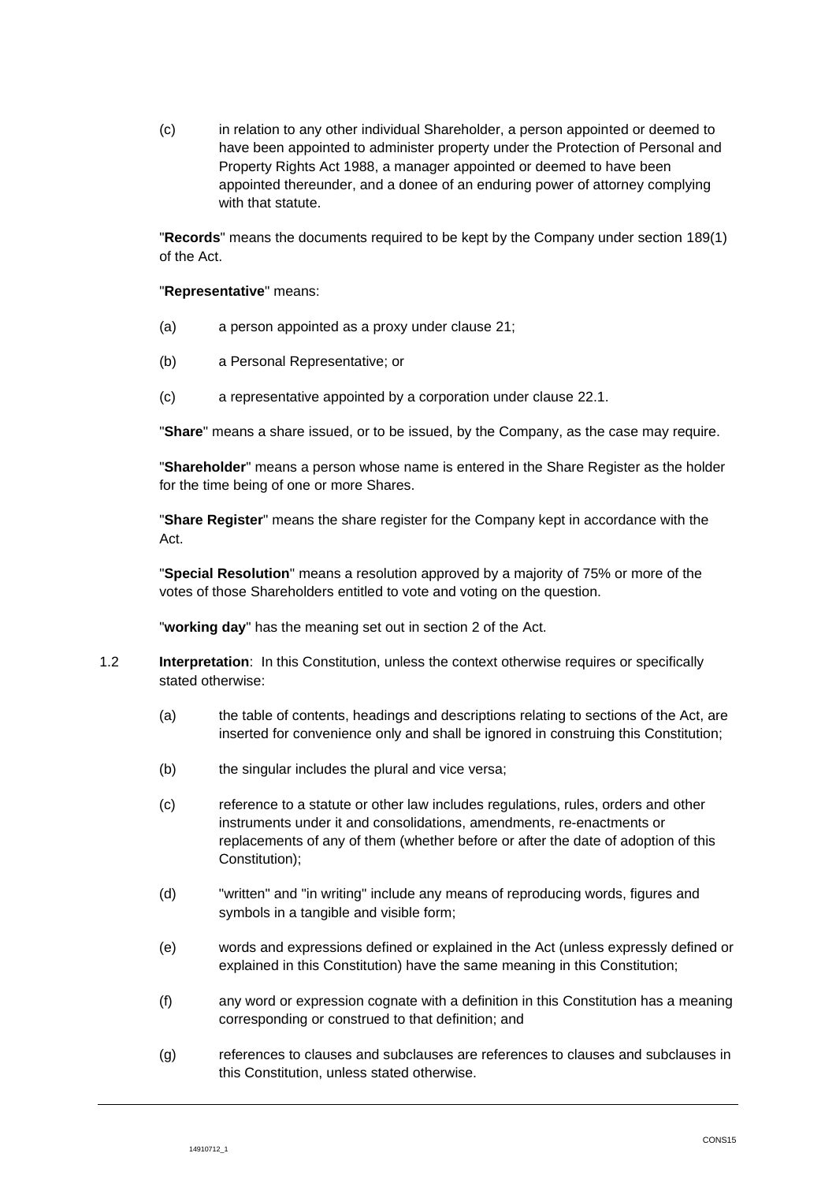(c) in relation to any other individual Shareholder, a person appointed or deemed to have been appointed to administer property under the Protection of Personal and Property Rights Act 1988, a manager appointed or deemed to have been appointed thereunder, and a donee of an enduring power of attorney complying with that statute.

"**Records**" means the documents required to be kept by the Company under section 189(1) of the Act.

"**Representative**" means:

(a) a person appointed as a proxy under clause 21;

(b) a Personal Representative; or

(c) a representative appointed by a corporation under clause 22.1.

"**Share**" means a share issued, or to be issued, by the Company, as the case may require.

"**Shareholder**" means a person whose name is entered in the Share Register as the holder for the time being of one or more Shares.

"**Share Register**" means the share register for the Company kept in accordance with the Act.

"**Special Resolution**" means a resolution approved by a majority of 75% or more of the votes of those Shareholders entitled to vote and voting on the question.

"**working day**" has the meaning set out in section 2 of the Act.

1.2 **Interpretation**: In this Constitution, unless the context otherwise requires or specifically stated otherwise:

(a) the table of contents, headings and descriptions relating to sections of the Act, are inserted for convenience only and shall be ignored in construing this Constitution;

(b) the singular includes the plural and vice versa;

(c) reference to a statute or other law includes regulations, rules, orders and other instruments under it and consolidations, amendments, re-enactments or replacements of any of them (whether before or after the date of adoption of this Constitution);

(d) "written" and "in writing" include any means of reproducing words, figures and symbols in a tangible and visible form;

(e) words and expressions defined or explained in the Act (unless expressly defined or explained in this Constitution) have the same meaning in this Constitution;

(f) any word or expression cognate with a definition in this Constitution has a meaning corresponding or construed to that definition; and

(g) references to clauses and subclauses are references to clauses and subclauses in this Constitution, unless stated otherwise.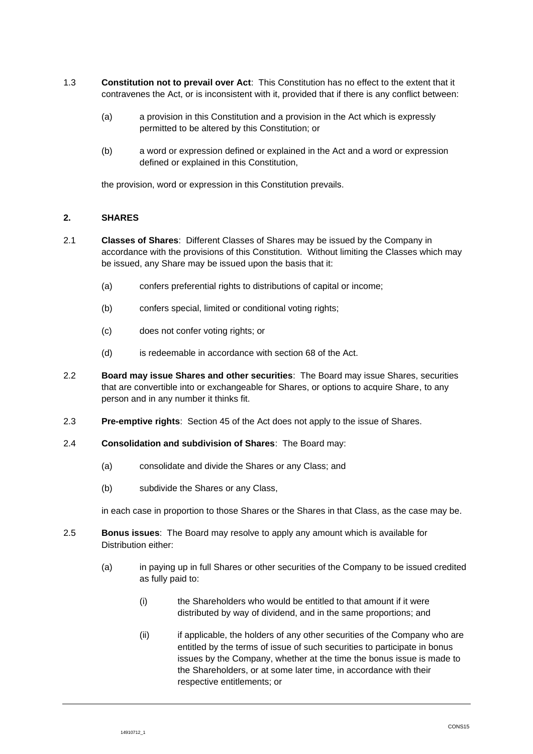1.3 **Constitution not to prevail over Act**: This Constitution has no effect to the extent that it contravenes the Act, or is inconsistent with it, provided that if there is any conflict between:

(a) a provision in this Constitution and a provision in the Act which is expressly permitted to be altered by this Constitution; or

(b) a word or expression defined or explained in the Act and a word or expression defined or explained in this Constitution,

the provision, word or expression in this Constitution prevails.

## 2. SHARES

2.1 **Classes of Shares**: Different Classes of Shares may be issued by the Company in accordance with the provisions of this Constitution. Without limiting the Classes which may be issued, any Share may be issued upon the basis that it:

(a) confers preferential rights to distributions of capital or income;

(b) confers special, limited or conditional voting rights;

(c) does not confer voting rights; or

(d) is redeemable in accordance with section 68 of the Act.

2.2 **Board may issue Shares and other securities**: The Board may issue Shares, securities that are convertible into or exchangeable for Shares, or options to acquire Share, to any person and in any number it thinks fit.

2.3 **Pre-emptive rights**: Section 45 of the Act does not apply to the issue of Shares.

2.4 **Consolidation and subdivision of Shares**: The Board may:

(a) consolidate and divide the Shares or any Class; and

(b) subdivide the Shares or any Class,

in each case in proportion to those Shares or the Shares in that Class, as the case may be.

2.5 **Bonus issues**: The Board may resolve to apply any amount which is available for Distribution either:

(a) in paying up in full Shares or other securities of the Company to be issued credited as fully paid to:

(i) the Shareholders who would be entitled to that amount if it were distributed by way of dividend, and in the same proportions; and

(ii) if applicable, the holders of any other securities of the Company who are entitled by the terms of issue of such securities to participate in bonus issues by the Company, whether at the time the bonus issue is made to the Shareholders, or at some later time, in accordance with their respective entitlements; or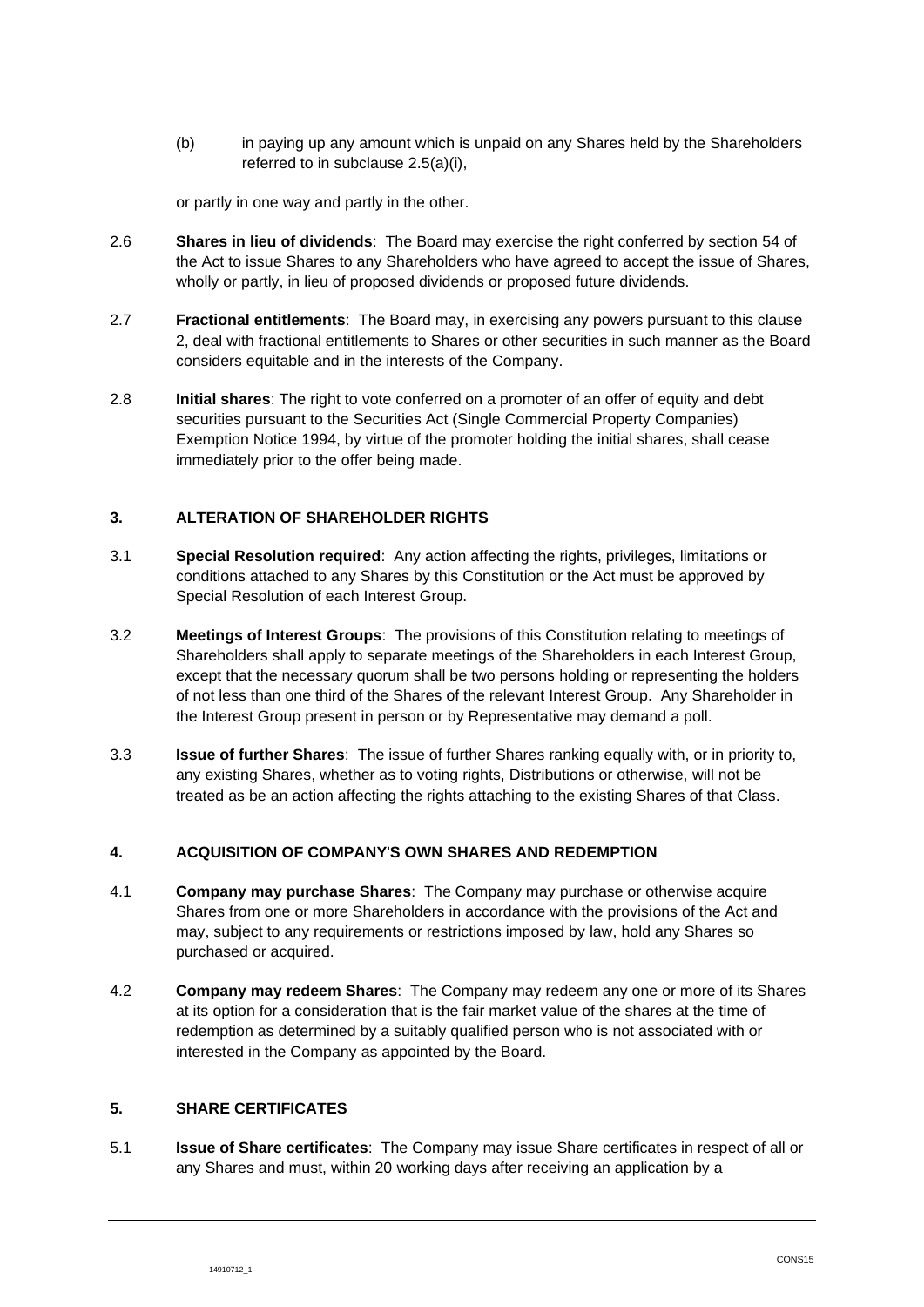(b) in paying up any amount which is unpaid on any Shares held by the Shareholders referred to in subclause 2.5(a)(i),

or partly in one way and partly in the other.

2.6 **Shares in lieu of dividends**: The Board may exercise the right conferred by section 54 of the Act to issue Shares to any Shareholders who have agreed to accept the issue of Shares, wholly or partly, in lieu of proposed dividends or proposed future dividends.

2.7 **Fractional entitlements**: The Board may, in exercising any powers pursuant to this clause 2, deal with fractional entitlements to Shares or other securities in such manner as the Board considers equitable and in the interests of the Company.

2.8 **Initial shares**: The right to vote conferred on a promoter of an offer of equity and debt securities pursuant to the Securities Act (Single Commercial Property Companies) Exemption Notice 1994, by virtue of the promoter holding the initial shares, shall cease immediately prior to the offer being made.

## 3. ALTERATION OF SHAREHOLDER RIGHTS

3.1 **Special Resolution required**: Any action affecting the rights, privileges, limitations or conditions attached to any Shares by this Constitution or the Act must be approved by Special Resolution of each Interest Group.

3.2 **Meetings of Interest Groups**: The provisions of this Constitution relating to meetings of Shareholders shall apply to separate meetings of the Shareholders in each Interest Group, except that the necessary quorum shall be two persons holding or representing the holders of not less than one third of the Shares of the relevant Interest Group. Any Shareholder in the Interest Group present in person or by Representative may demand a poll.

3.3 **Issue of further Shares**: The issue of further Shares ranking equally with, or in priority to, any existing Shares, whether as to voting rights, Distributions or otherwise, will not be treated as be an action affecting the rights attaching to the existing Shares of that Class.

## 4. ACQUISITION OF COMPANY'S OWN SHARES AND REDEMPTION

4.1 **Company may purchase Shares**: The Company may purchase or otherwise acquire Shares from one or more Shareholders in accordance with the provisions of the Act and may, subject to any requirements or restrictions imposed by law, hold any Shares so purchased or acquired.

4.2 **Company may redeem Shares**: The Company may redeem any one or more of its Shares at its option for a consideration that is the fair market value of the shares at the time of redemption as determined by a suitably qualified person who is not associated with or interested in the Company as appointed by the Board.

## 5. SHARE CERTIFICATES

5.1 **Issue of Share certificates**: The Company may issue Share certificates in respect of all or any Shares and must, within 20 working days after receiving an application by a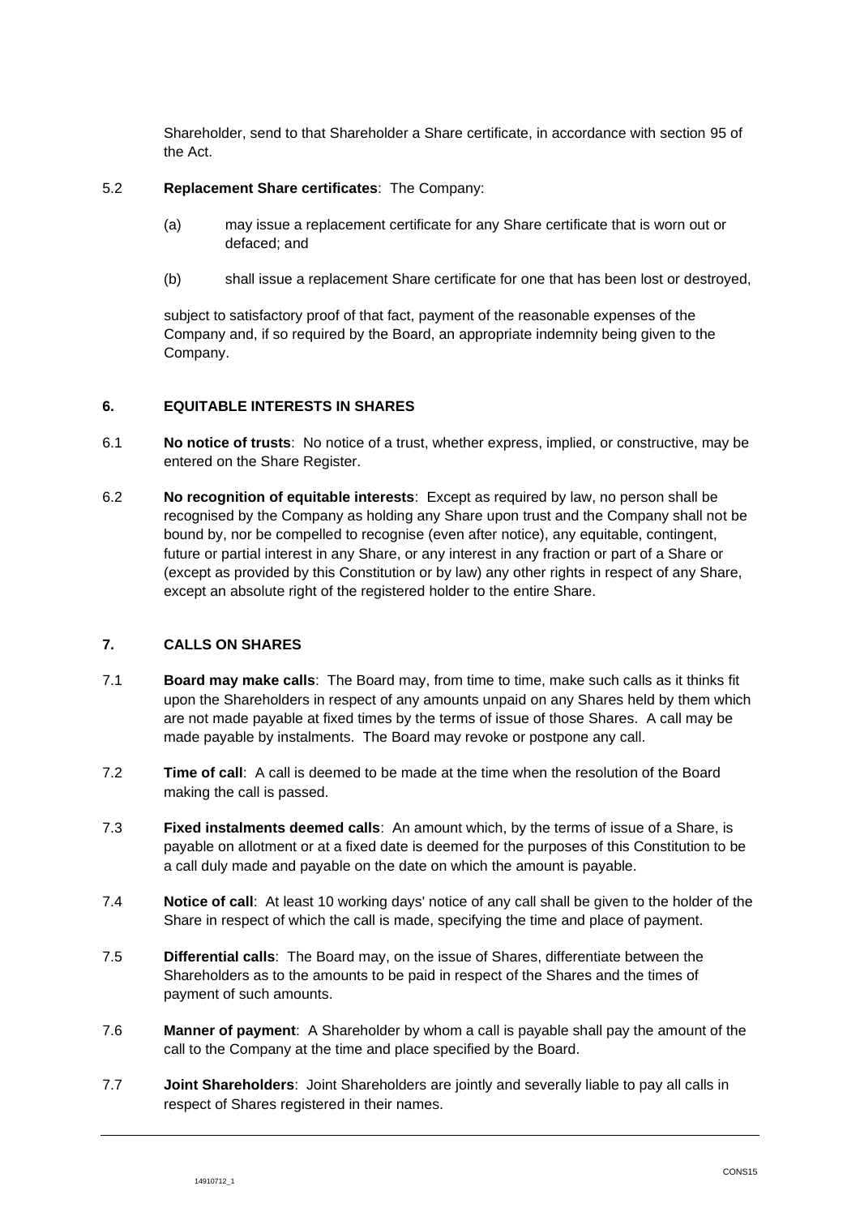Shareholder, send to that Shareholder a Share certificate, in accordance with section 95 of the Act.

5.2 **Replacement Share certificates**: The Company:

(a) may issue a replacement certificate for any Share certificate that is worn out or defaced; and

(b) shall issue a replacement Share certificate for one that has been lost or destroyed,

subject to satisfactory proof of that fact, payment of the reasonable expenses of the Company and, if so required by the Board, an appropriate indemnity being given to the Company.

## 6. EQUITABLE INTERESTS IN SHARES

6.1 **No notice of trusts**: No notice of a trust, whether express, implied, or constructive, may be entered on the Share Register.

6.2 **No recognition of equitable interests**: Except as required by law, no person shall be recognised by the Company as holding any Share upon trust and the Company shall not be bound by, nor be compelled to recognise (even after notice), any equitable, contingent, future or partial interest in any Share, or any interest in any fraction or part of a Share or (except as provided by this Constitution or by law) any other rights in respect of any Share, except an absolute right of the registered holder to the entire Share.

## 7. CALLS ON SHARES

7.1 **Board may make calls**: The Board may, from time to time, make such calls as it thinks fit upon the Shareholders in respect of any amounts unpaid on any Shares held by them which are not made payable at fixed times by the terms of issue of those Shares. A call may be made payable by instalments. The Board may revoke or postpone any call.

7.2 **Time of call**: A call is deemed to be made at the time when the resolution of the Board making the call is passed.

7.3 **Fixed instalments deemed calls**: An amount which, by the terms of issue of a Share, is payable on allotment or at a fixed date is deemed for the purposes of this Constitution to be a call duly made and payable on the date on which the amount is payable.

7.4 **Notice of call**: At least 10 working days' notice of any call shall be given to the holder of the Share in respect of which the call is made, specifying the time and place of payment.

7.5 **Differential calls**: The Board may, on the issue of Shares, differentiate between the Shareholders as to the amounts to be paid in respect of the Shares and the times of payment of such amounts.

7.6 **Manner of payment**: A Shareholder by whom a call is payable shall pay the amount of the call to the Company at the time and place specified by the Board.

7.7 **Joint Shareholders**: Joint Shareholders are jointly and severally liable to pay all calls in respect of Shares registered in their names.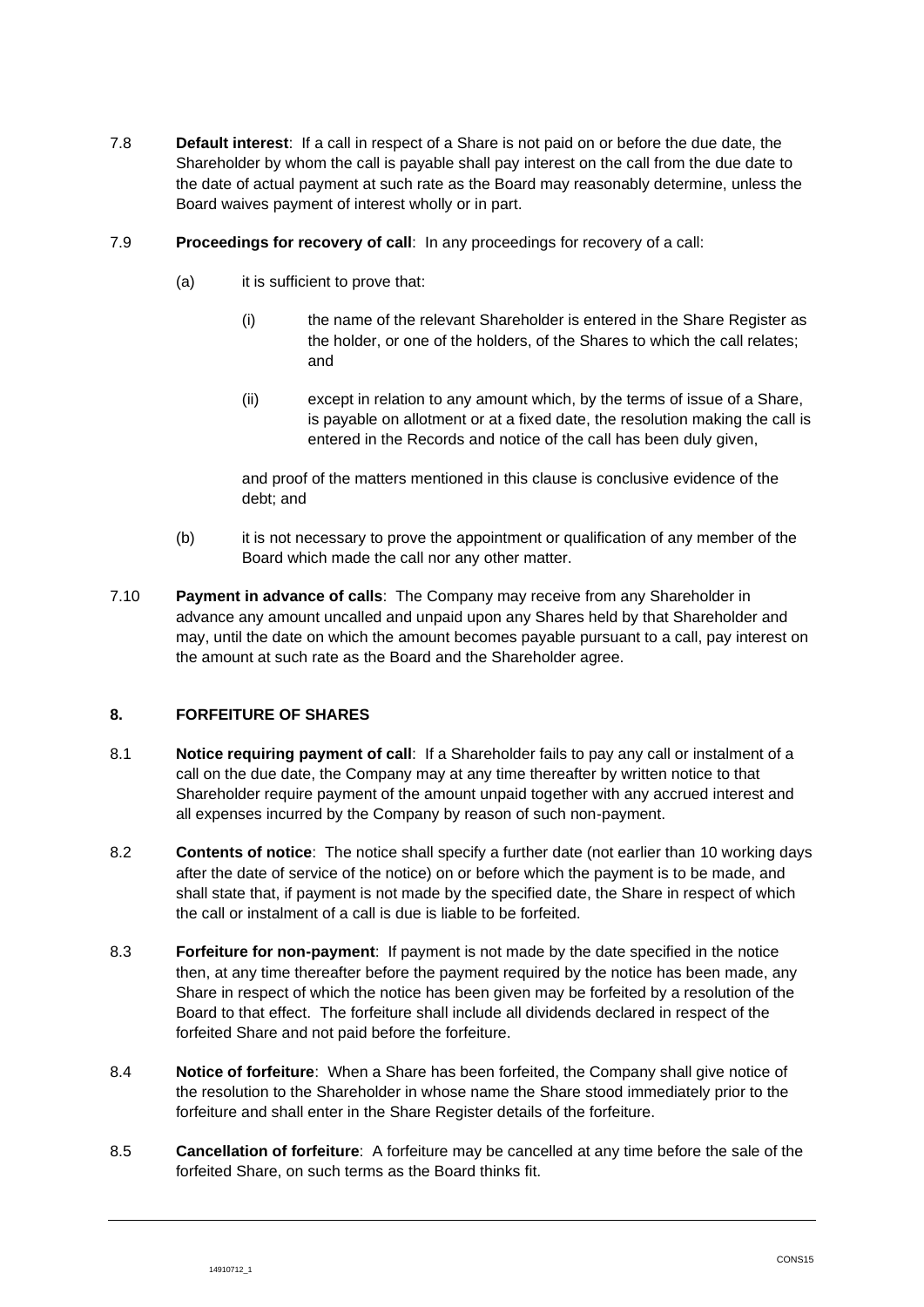7.8 **Default interest**: If a call in respect of a Share is not paid on or before the due date, the Shareholder by whom the call is payable shall pay interest on the call from the due date to the date of actual payment at such rate as the Board may reasonably determine, unless the Board waives payment of interest wholly or in part.

7.9 **Proceedings for recovery of call**: In any proceedings for recovery of a call:

(a) it is sufficient to prove that:

(i) the name of the relevant Shareholder is entered in the Share Register as the holder, or one of the holders, of the Shares to which the call relates; and

(ii) except in relation to any amount which, by the terms of issue of a Share, is payable on allotment or at a fixed date, the resolution making the call is entered in the Records and notice of the call has been duly given,

and proof of the matters mentioned in this clause is conclusive evidence of the debt; and

(b) it is not necessary to prove the appointment or qualification of any member of the Board which made the call nor any other matter.

7.10 **Payment in advance of calls**: The Company may receive from any Shareholder in advance any amount uncalled and unpaid upon any Shares held by that Shareholder and may, until the date on which the amount becomes payable pursuant to a call, pay interest on the amount at such rate as the Board and the Shareholder agree.

## 8. FORFEITURE OF SHARES

8.1 **Notice requiring payment of call**: If a Shareholder fails to pay any call or instalment of a call on the due date, the Company may at any time thereafter by written notice to that Shareholder require payment of the amount unpaid together with any accrued interest and all expenses incurred by the Company by reason of such non-payment.

8.2 **Contents of notice**: The notice shall specify a further date (not earlier than 10 working days after the date of service of the notice) on or before which the payment is to be made, and shall state that, if payment is not made by the specified date, the Share in respect of which the call or instalment of a call is due is liable to be forfeited.

8.3 **Forfeiture for non-payment**: If payment is not made by the date specified in the notice then, at any time thereafter before the payment required by the notice has been made, any Share in respect of which the notice has been given may be forfeited by a resolution of the Board to that effect. The forfeiture shall include all dividends declared in respect of the forfeited Share and not paid before the forfeiture.

8.4 **Notice of forfeiture**: When a Share has been forfeited, the Company shall give notice of the resolution to the Shareholder in whose name the Share stood immediately prior to the forfeiture and shall enter in the Share Register details of the forfeiture.

8.5 **Cancellation of forfeiture**: A forfeiture may be cancelled at any time before the sale of the forfeited Share, on such terms as the Board thinks fit.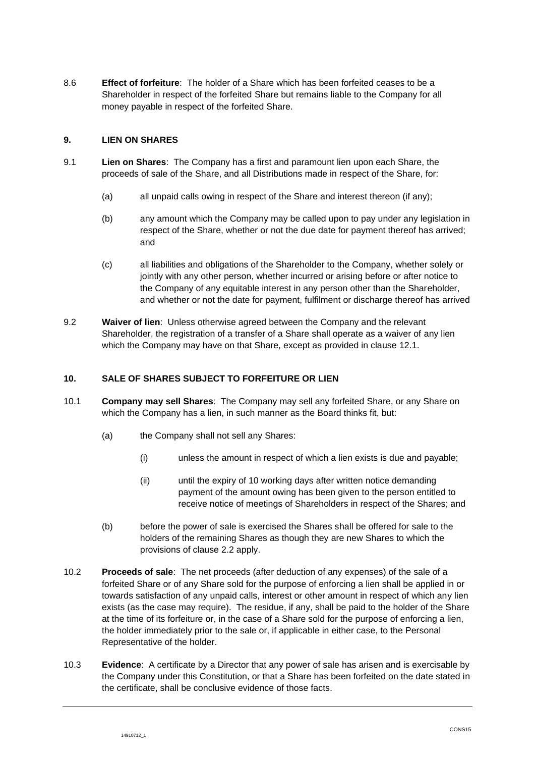8.6 **Effect of forfeiture**: The holder of a Share which has been forfeited ceases to be a Shareholder in respect of the forfeited Share but remains liable to the Company for all money payable in respect of the forfeited Share.

## 9. LIEN ON SHARES

9.1 **Lien on Shares**: The Company has a first and paramount lien upon each Share, the proceeds of sale of the Share, and all Distributions made in respect of the Share, for:

(a) all unpaid calls owing in respect of the Share and interest thereon (if any);

(b) any amount which the Company may be called upon to pay under any legislation in respect of the Share, whether or not the due date for payment thereof has arrived; and

(c) all liabilities and obligations of the Shareholder to the Company, whether solely or jointly with any other person, whether incurred or arising before or after notice to the Company of any equitable interest in any person other than the Shareholder, and whether or not the date for payment, fulfilment or discharge thereof has arrived

9.2 **Waiver of lien**: Unless otherwise agreed between the Company and the relevant Shareholder, the registration of a transfer of a Share shall operate as a waiver of any lien which the Company may have on that Share, except as provided in clause 12.1.

## 10. SALE OF SHARES SUBJECT TO FORFEITURE OR LIEN

10.1 **Company may sell Shares**: The Company may sell any forfeited Share, or any Share on which the Company has a lien, in such manner as the Board thinks fit, but:

(a) the Company shall not sell any Shares:

(i) unless the amount in respect of which a lien exists is due and payable;

(ii) until the expiry of 10 working days after written notice demanding payment of the amount owing has been given to the person entitled to receive notice of meetings of Shareholders in respect of the Shares; and

(b) before the power of sale is exercised the Shares shall be offered for sale to the holders of the remaining Shares as though they are new Shares to which the provisions of clause 2.2 apply.

10.2 **Proceeds of sale**: The net proceeds (after deduction of any expenses) of the sale of a forfeited Share or of any Share sold for the purpose of enforcing a lien shall be applied in or towards satisfaction of any unpaid calls, interest or other amount in respect of which any lien exists (as the case may require). The residue, if any, shall be paid to the holder of the Share at the time of its forfeiture or, in the case of a Share sold for the purpose of enforcing a lien, the holder immediately prior to the sale or, if applicable in either case, to the Personal Representative of the holder.

10.3 **Evidence**: A certificate by a Director that any power of sale has arisen and is exercisable by the Company under this Constitution, or that a Share has been forfeited on the date stated in the certificate, shall be conclusive evidence of those facts.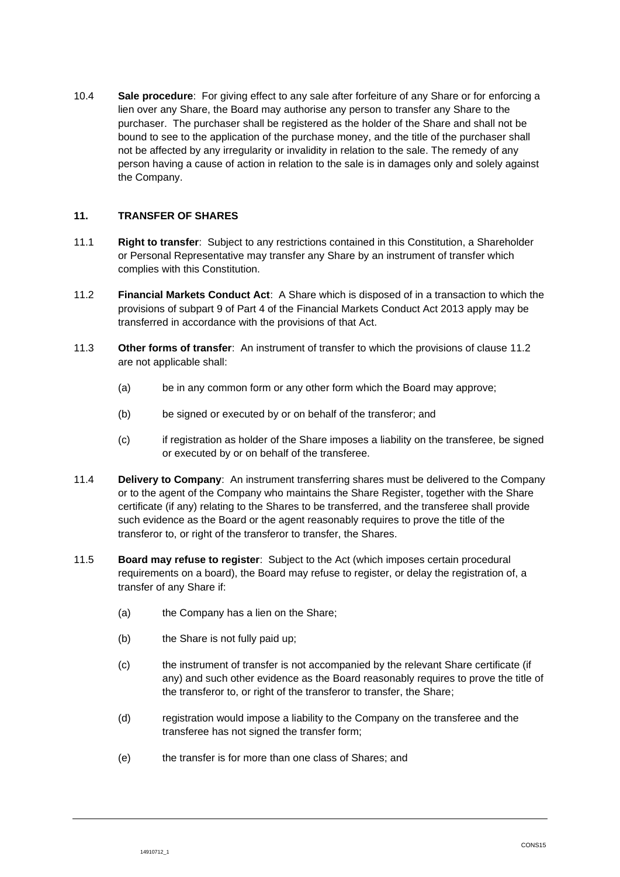10.4 **Sale procedure**: For giving effect to any sale after forfeiture of any Share or for enforcing a lien over any Share, the Board may authorise any person to transfer any Share to the purchaser. The purchaser shall be registered as the holder of the Share and shall not be bound to see to the application of the purchase money, and the title of the purchaser shall not be affected by any irregularity or invalidity in relation to the sale. The remedy of any person having a cause of action in relation to the sale is in damages only and solely against the Company.

## 11. TRANSFER OF SHARES

11.1 **Right to transfer**: Subject to any restrictions contained in this Constitution, a Shareholder or Personal Representative may transfer any Share by an instrument of transfer which complies with this Constitution.

11.2 **Financial Markets Conduct Act**: A Share which is disposed of in a transaction to which the provisions of subpart 9 of Part 4 of the Financial Markets Conduct Act 2013 apply may be transferred in accordance with the provisions of that Act.

11.3 **Other forms of transfer**: An instrument of transfer to which the provisions of clause 11.2 are not applicable shall:

(a) be in any common form or any other form which the Board may approve;

(b) be signed or executed by or on behalf of the transferor; and

(c) if registration as holder of the Share imposes a liability on the transferee, be signed or executed by or on behalf of the transferee.

11.4 **Delivery to Company**: An instrument transferring shares must be delivered to the Company or to the agent of the Company who maintains the Share Register, together with the Share certificate (if any) relating to the Shares to be transferred, and the transferee shall provide such evidence as the Board or the agent reasonably requires to prove the title of the transferor to, or right of the transferor to transfer, the Shares.

11.5 **Board may refuse to register**: Subject to the Act (which imposes certain procedural requirements on a board), the Board may refuse to register, or delay the registration of, a transfer of any Share if:

(a) the Company has a lien on the Share;

(b) the Share is not fully paid up;

(c) the instrument of transfer is not accompanied by the relevant Share certificate (if any) and such other evidence as the Board reasonably requires to prove the title of the transferor to, or right of the transferor to transfer, the Share;

(d) registration would impose a liability to the Company on the transferee and the transferee has not signed the transfer form;

(e) the transfer is for more than one class of Shares; and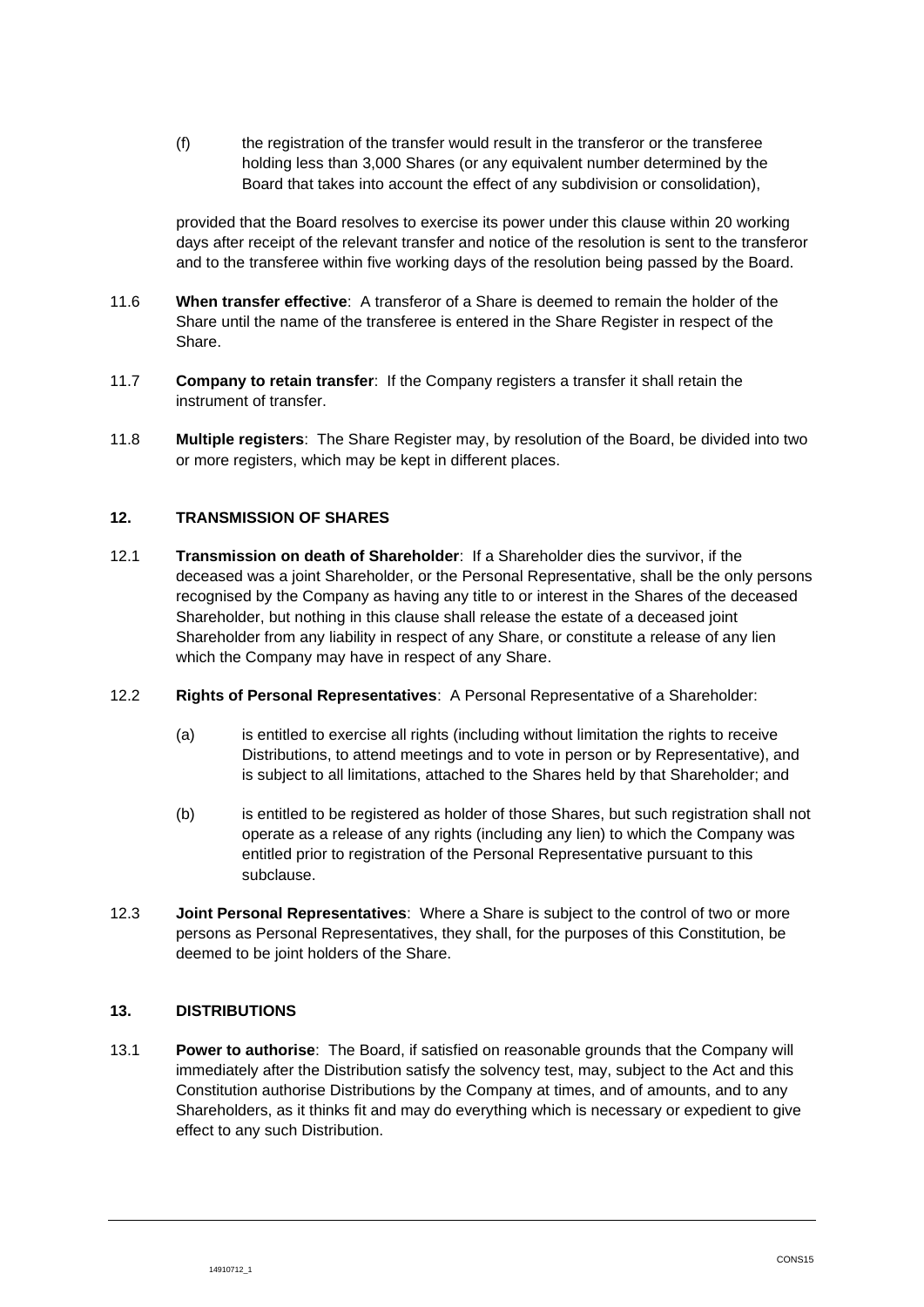(f) the registration of the transfer would result in the transferor or the transferee holding less than 3,000 Shares (or any equivalent number determined by the Board that takes into account the effect of any subdivision or consolidation),

provided that the Board resolves to exercise its power under this clause within 20 working days after receipt of the relevant transfer and notice of the resolution is sent to the transferor and to the transferee within five working days of the resolution being passed by the Board.

11.6 **When transfer effective**: A transferor of a Share is deemed to remain the holder of the Share until the name of the transferee is entered in the Share Register in respect of the Share.

11.7 **Company to retain transfer**: If the Company registers a transfer it shall retain the instrument of transfer.

11.8 **Multiple registers**: The Share Register may, by resolution of the Board, be divided into two or more registers, which may be kept in different places.

## 12. TRANSMISSION OF SHARES

12.1 **Transmission on death of Shareholder**: If a Shareholder dies the survivor, if the deceased was a joint Shareholder, or the Personal Representative, shall be the only persons recognised by the Company as having any title to or interest in the Shares of the deceased Shareholder, but nothing in this clause shall release the estate of a deceased joint Shareholder from any liability in respect of any Share, or constitute a release of any lien which the Company may have in respect of any Share.

12.2 **Rights of Personal Representatives**: A Personal Representative of a Shareholder:

(a) is entitled to exercise all rights (including without limitation the rights to receive Distributions, to attend meetings and to vote in person or by Representative), and is subject to all limitations, attached to the Shares held by that Shareholder; and

(b) is entitled to be registered as holder of those Shares, but such registration shall not operate as a release of any rights (including any lien) to which the Company was entitled prior to registration of the Personal Representative pursuant to this subclause.

12.3 **Joint Personal Representatives**: Where a Share is subject to the control of two or more persons as Personal Representatives, they shall, for the purposes of this Constitution, be deemed to be joint holders of the Share.

## 13. DISTRIBUTIONS

13.1 **Power to authorise**: The Board, if satisfied on reasonable grounds that the Company will immediately after the Distribution satisfy the solvency test, may, subject to the Act and this Constitution authorise Distributions by the Company at times, and of amounts, and to any Shareholders, as it thinks fit and may do everything which is necessary or expedient to give effect to any such Distribution.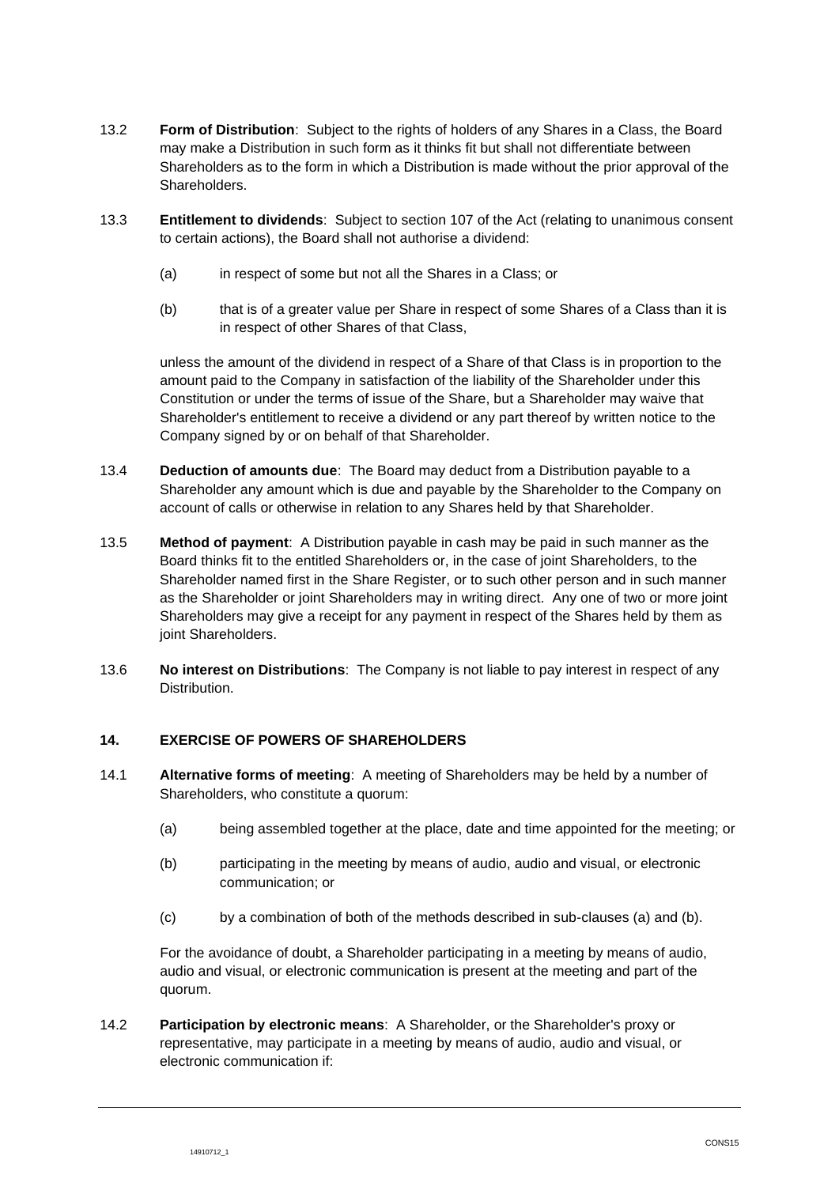13.2 **Form of Distribution**: Subject to the rights of holders of any Shares in a Class, the Board may make a Distribution in such form as it thinks fit but shall not differentiate between Shareholders as to the form in which a Distribution is made without the prior approval of the Shareholders.

13.3 **Entitlement to dividends**: Subject to section 107 of the Act (relating to unanimous consent to certain actions), the Board shall not authorise a dividend:

(a) in respect of some but not all the Shares in a Class; or

(b) that is of a greater value per Share in respect of some Shares of a Class than it is in respect of other Shares of that Class,

unless the amount of the dividend in respect of a Share of that Class is in proportion to the amount paid to the Company in satisfaction of the liability of the Shareholder under this Constitution or under the terms of issue of the Share, but a Shareholder may waive that Shareholder's entitlement to receive a dividend or any part thereof by written notice to the Company signed by or on behalf of that Shareholder.

13.4 **Deduction of amounts due**: The Board may deduct from a Distribution payable to a Shareholder any amount which is due and payable by the Shareholder to the Company on account of calls or otherwise in relation to any Shares held by that Shareholder.

13.5 **Method of payment**: A Distribution payable in cash may be paid in such manner as the Board thinks fit to the entitled Shareholders or, in the case of joint Shareholders, to the Shareholder named first in the Share Register, or to such other person and in such manner as the Shareholder or joint Shareholders may in writing direct. Any one of two or more joint Shareholders may give a receipt for any payment in respect of the Shares held by them as joint Shareholders.

13.6 **No interest on Distributions**: The Company is not liable to pay interest in respect of any Distribution.

## 14. EXERCISE OF POWERS OF SHAREHOLDERS

14.1 **Alternative forms of meeting**: A meeting of Shareholders may be held by a number of Shareholders, who constitute a quorum:

(a) being assembled together at the place, date and time appointed for the meeting; or

(b) participating in the meeting by means of audio, audio and visual, or electronic communication; or

(c) by a combination of both of the methods described in sub-clauses (a) and (b).

For the avoidance of doubt, a Shareholder participating in a meeting by means of audio, audio and visual, or electronic communication is present at the meeting and part of the quorum.

14.2 **Participation by electronic means**: A Shareholder, or the Shareholder's proxy or representative, may participate in a meeting by means of audio, audio and visual, or electronic communication if: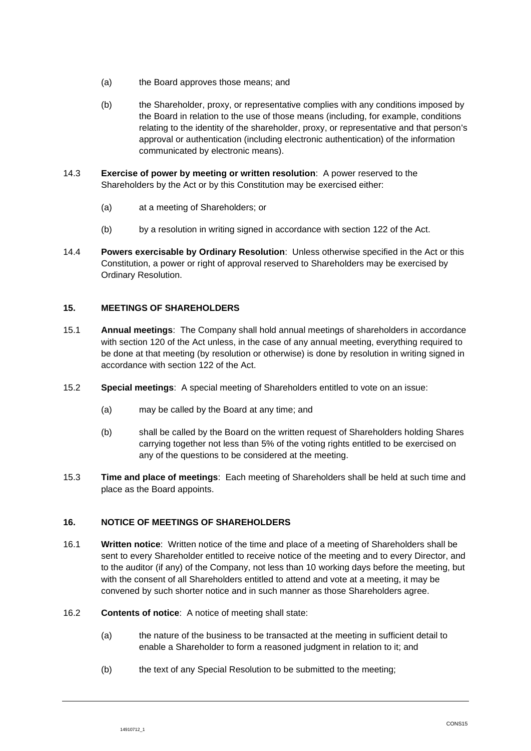(a) the Board approves those means; and

(b) the Shareholder, proxy, or representative complies with any conditions imposed by the Board in relation to the use of those means (including, for example, conditions relating to the identity of the shareholder, proxy, or representative and that person's approval or authentication (including electronic authentication) of the information communicated by electronic means).

14.3 **Exercise of power by meeting or written resolution**: A power reserved to the Shareholders by the Act or by this Constitution may be exercised either:

(a) at a meeting of Shareholders; or

(b) by a resolution in writing signed in accordance with section 122 of the Act.

14.4 **Powers exercisable by Ordinary Resolution**: Unless otherwise specified in the Act or this Constitution, a power or right of approval reserved to Shareholders may be exercised by Ordinary Resolution.

## 15. MEETINGS OF SHAREHOLDERS

15.1 **Annual meetings**: The Company shall hold annual meetings of shareholders in accordance with section 120 of the Act unless, in the case of any annual meeting, everything required to be done at that meeting (by resolution or otherwise) is done by resolution in writing signed in accordance with section 122 of the Act.

15.2 **Special meetings**: A special meeting of Shareholders entitled to vote on an issue:

(a) may be called by the Board at any time; and

(b) shall be called by the Board on the written request of Shareholders holding Shares carrying together not less than 5% of the voting rights entitled to be exercised on any of the questions to be considered at the meeting.

15.3 **Time and place of meetings**: Each meeting of Shareholders shall be held at such time and place as the Board appoints.

## 16. NOTICE OF MEETINGS OF SHAREHOLDERS

16.1 **Written notice**: Written notice of the time and place of a meeting of Shareholders shall be sent to every Shareholder entitled to receive notice of the meeting and to every Director, and to the auditor (if any) of the Company, not less than 10 working days before the meeting, but with the consent of all Shareholders entitled to attend and vote at a meeting, it may be convened by such shorter notice and in such manner as those Shareholders agree.

16.2 **Contents of notice**: A notice of meeting shall state:

(a) the nature of the business to be transacted at the meeting in sufficient detail to enable a Shareholder to form a reasoned judgment in relation to it; and

(b) the text of any Special Resolution to be submitted to the meeting;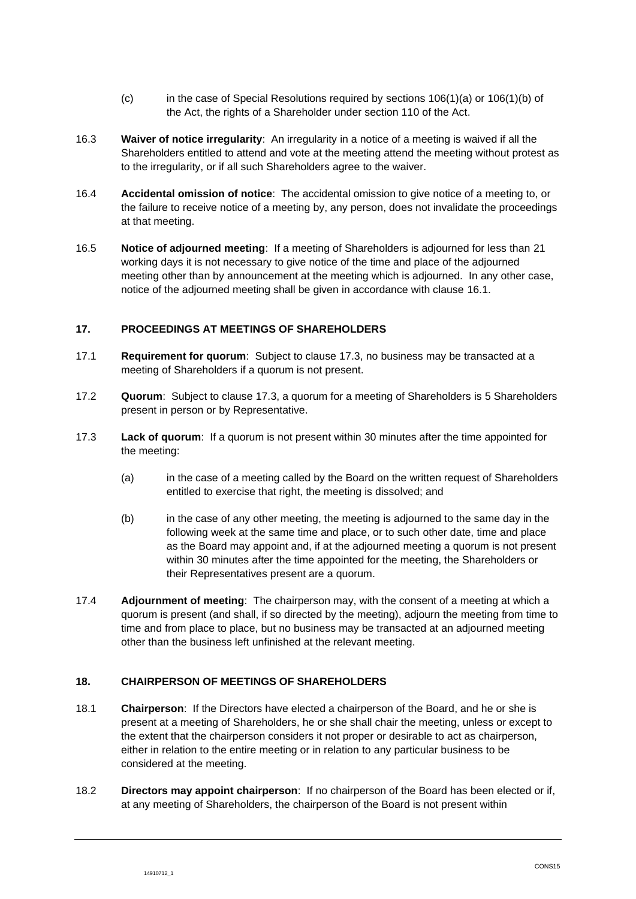(c) in the case of Special Resolutions required by sections 106(1)(a) or 106(1)(b) of the Act, the rights of a Shareholder under section 110 of the Act.

16.3 **Waiver of notice irregularity**: An irregularity in a notice of a meeting is waived if all the Shareholders entitled to attend and vote at the meeting attend the meeting without protest as to the irregularity, or if all such Shareholders agree to the waiver.

16.4 **Accidental omission of notice**: The accidental omission to give notice of a meeting to, or the failure to receive notice of a meeting by, any person, does not invalidate the proceedings at that meeting.

16.5 **Notice of adjourned meeting**: If a meeting of Shareholders is adjourned for less than 21 working days it is not necessary to give notice of the time and place of the adjourned meeting other than by announcement at the meeting which is adjourned. In any other case, notice of the adjourned meeting shall be given in accordance with clause 16.1.

## 17. PROCEEDINGS AT MEETINGS OF SHAREHOLDERS

17.1 **Requirement for quorum**: Subject to clause 17.3, no business may be transacted at a meeting of Shareholders if a quorum is not present.

17.2 **Quorum**: Subject to clause 17.3, a quorum for a meeting of Shareholders is 5 Shareholders present in person or by Representative.

17.3 **Lack of quorum**: If a quorum is not present within 30 minutes after the time appointed for the meeting:

(a) in the case of a meeting called by the Board on the written request of Shareholders entitled to exercise that right, the meeting is dissolved; and

(b) in the case of any other meeting, the meeting is adjourned to the same day in the following week at the same time and place, or to such other date, time and place as the Board may appoint and, if at the adjourned meeting a quorum is not present within 30 minutes after the time appointed for the meeting, the Shareholders or their Representatives present are a quorum.

17.4 **Adjournment of meeting**: The chairperson may, with the consent of a meeting at which a quorum is present (and shall, if so directed by the meeting), adjourn the meeting from time to time and from place to place, but no business may be transacted at an adjourned meeting other than the business left unfinished at the relevant meeting.

## 18. CHAIRPERSON OF MEETINGS OF SHAREHOLDERS

18.1 **Chairperson**: If the Directors have elected a chairperson of the Board, and he or she is present at a meeting of Shareholders, he or she shall chair the meeting, unless or except to the extent that the chairperson considers it not proper or desirable to act as chairperson, either in relation to the entire meeting or in relation to any particular business to be considered at the meeting.

18.2 **Directors may appoint chairperson**: If no chairperson of the Board has been elected or if, at any meeting of Shareholders, the chairperson of the Board is not present within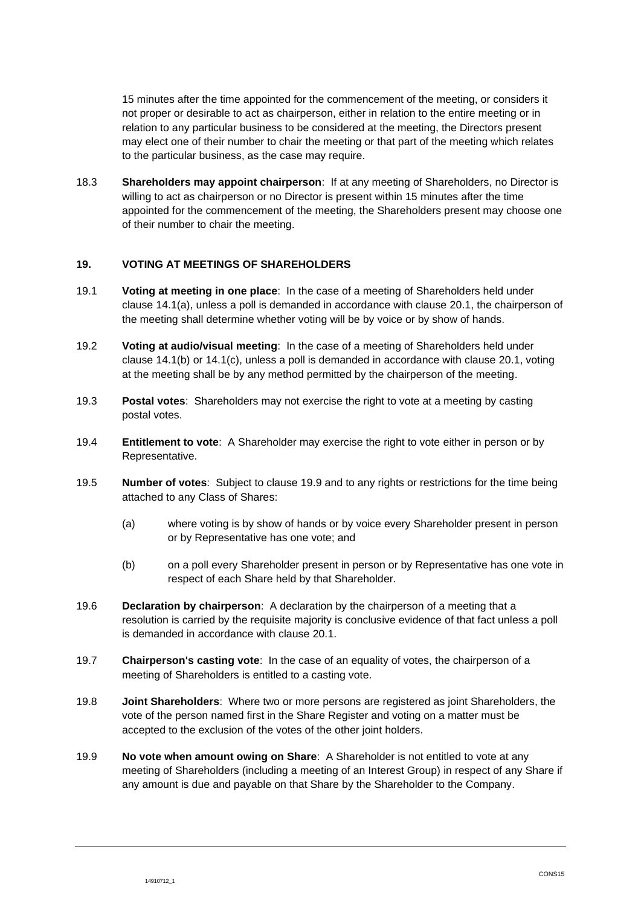15 minutes after the time appointed for the commencement of the meeting, or considers it not proper or desirable to act as chairperson, either in relation to the entire meeting or in relation to any particular business to be considered at the meeting, the Directors present may elect one of their number to chair the meeting or that part of the meeting which relates to the particular business, as the case may require.

18.3 **Shareholders may appoint chairperson**: If at any meeting of Shareholders, no Director is willing to act as chairperson or no Director is present within 15 minutes after the time appointed for the commencement of the meeting, the Shareholders present may choose one of their number to chair the meeting.

## 19. VOTING AT MEETINGS OF SHAREHOLDERS

19.1 **Voting at meeting in one place**: In the case of a meeting of Shareholders held under clause 14.1(a), unless a poll is demanded in accordance with clause 20.1, the chairperson of the meeting shall determine whether voting will be by voice or by show of hands.

19.2 **Voting at audio/visual meeting**: In the case of a meeting of Shareholders held under clause 14.1(b) or 14.1(c), unless a poll is demanded in accordance with clause 20.1, voting at the meeting shall be by any method permitted by the chairperson of the meeting.

19.3 **Postal votes**: Shareholders may not exercise the right to vote at a meeting by casting postal votes.

19.4 **Entitlement to vote**: A Shareholder may exercise the right to vote either in person or by Representative.

19.5 **Number of votes**: Subject to clause 19.9 and to any rights or restrictions for the time being attached to any Class of Shares:

(a) where voting is by show of hands or by voice every Shareholder present in person or by Representative has one vote; and

(b) on a poll every Shareholder present in person or by Representative has one vote in respect of each Share held by that Shareholder.

19.6 **Declaration by chairperson**: A declaration by the chairperson of a meeting that a resolution is carried by the requisite majority is conclusive evidence of that fact unless a poll is demanded in accordance with clause 20.1.

19.7 **Chairperson's casting vote**: In the case of an equality of votes, the chairperson of a meeting of Shareholders is entitled to a casting vote.

19.8 **Joint Shareholders**: Where two or more persons are registered as joint Shareholders, the vote of the person named first in the Share Register and voting on a matter must be accepted to the exclusion of the votes of the other joint holders.

19.9 **No vote when amount owing on Share**: A Shareholder is not entitled to vote at any meeting of Shareholders (including a meeting of an Interest Group) in respect of any Share if any amount is due and payable on that Share by the Shareholder to the Company.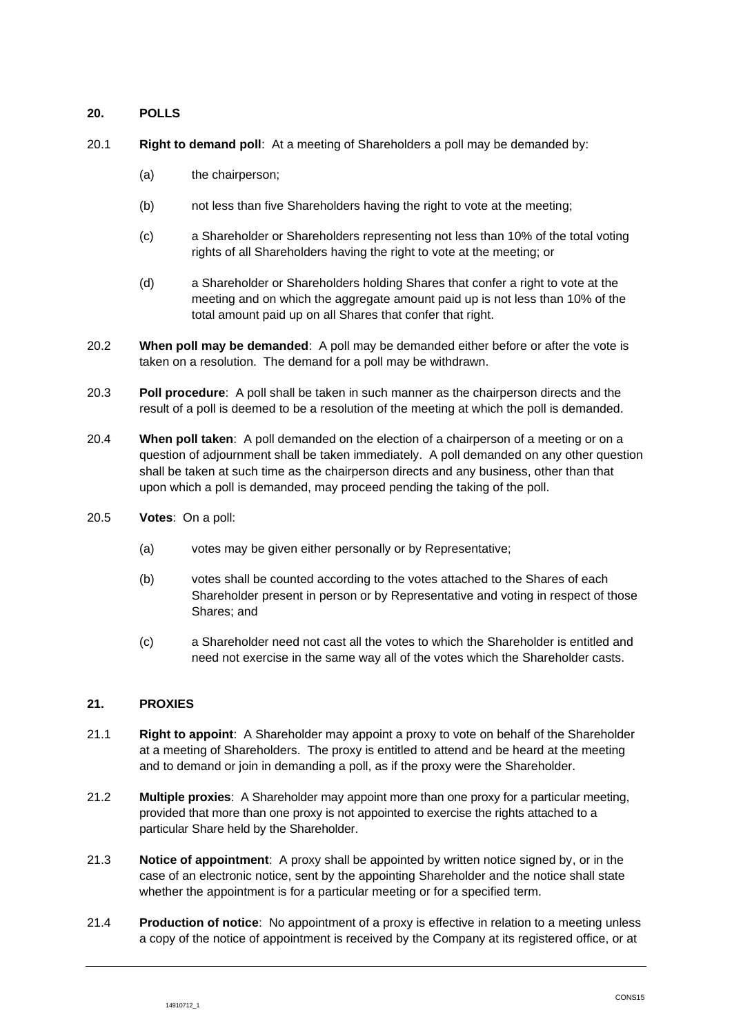## 20. POLLS

20.1 **Right to demand poll**: At a meeting of Shareholders a poll may be demanded by:

(a) the chairperson;

(b) not less than five Shareholders having the right to vote at the meeting;

(c) a Shareholder or Shareholders representing not less than 10% of the total voting rights of all Shareholders having the right to vote at the meeting; or

(d) a Shareholder or Shareholders holding Shares that confer a right to vote at the meeting and on which the aggregate amount paid up is not less than 10% of the total amount paid up on all Shares that confer that right.

20.2 **When poll may be demanded**: A poll may be demanded either before or after the vote is taken on a resolution. The demand for a poll may be withdrawn.

20.3 **Poll procedure**: A poll shall be taken in such manner as the chairperson directs and the result of a poll is deemed to be a resolution of the meeting at which the poll is demanded.

20.4 **When poll taken**: A poll demanded on the election of a chairperson of a meeting or on a question of adjournment shall be taken immediately. A poll demanded on any other question shall be taken at such time as the chairperson directs and any business, other than that upon which a poll is demanded, may proceed pending the taking of the poll.

20.5 **Votes**: On a poll:

(a) votes may be given either personally or by Representative;

(b) votes shall be counted according to the votes attached to the Shares of each Shareholder present in person or by Representative and voting in respect of those Shares; and

(c) a Shareholder need not cast all the votes to which the Shareholder is entitled and need not exercise in the same way all of the votes which the Shareholder casts.

## 21. PROXIES

21.1 **Right to appoint**: A Shareholder may appoint a proxy to vote on behalf of the Shareholder at a meeting of Shareholders. The proxy is entitled to attend and be heard at the meeting and to demand or join in demanding a poll, as if the proxy were the Shareholder.

21.2 **Multiple proxies**: A Shareholder may appoint more than one proxy for a particular meeting, provided that more than one proxy is not appointed to exercise the rights attached to a particular Share held by the Shareholder.

21.3 **Notice of appointment**: A proxy shall be appointed by written notice signed by, or in the case of an electronic notice, sent by the appointing Shareholder and the notice shall state whether the appointment is for a particular meeting or for a specified term.

21.4 **Production of notice**: No appointment of a proxy is effective in relation to a meeting unless a copy of the notice of appointment is received by the Company at its registered office, or at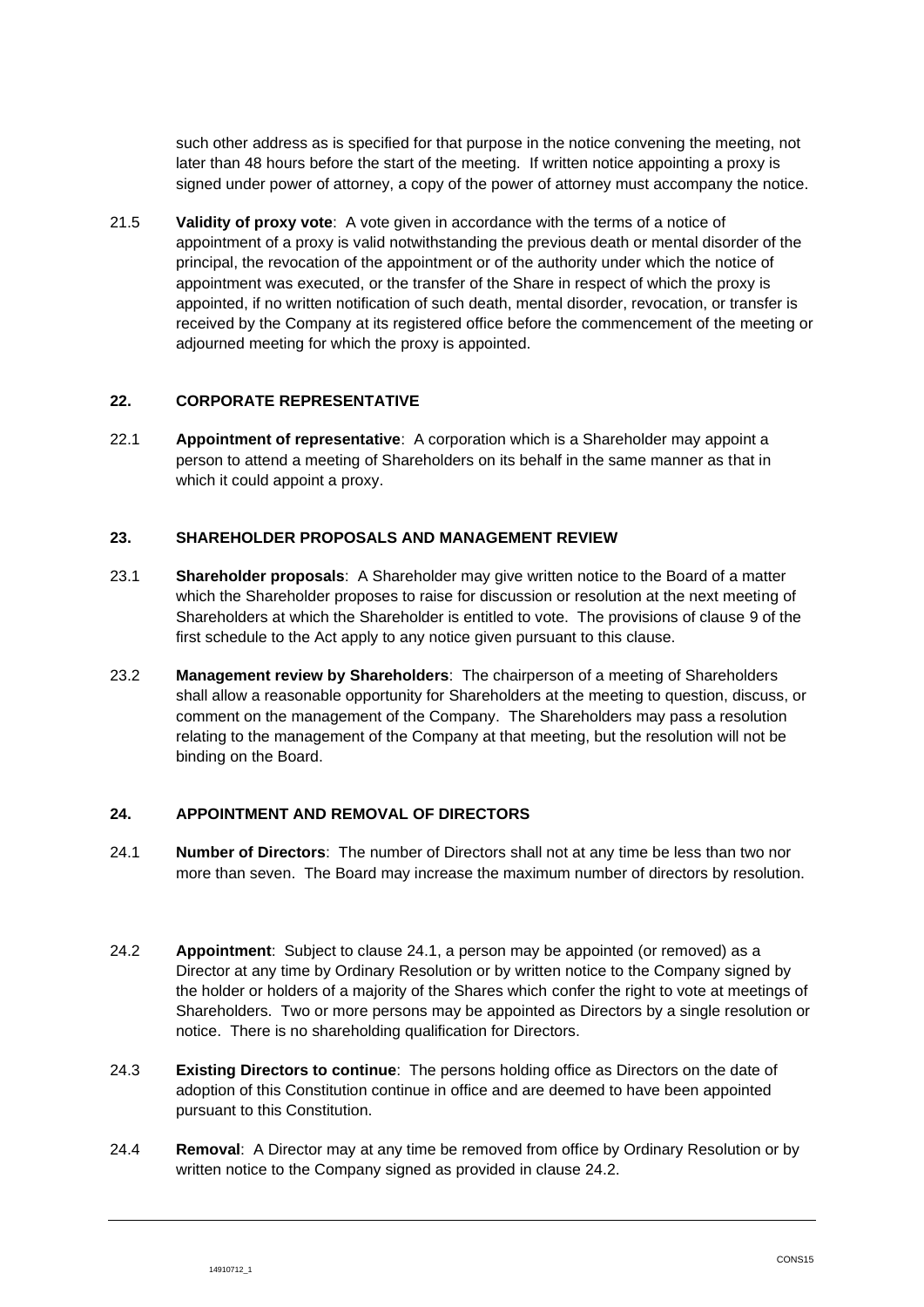such other address as is specified for that purpose in the notice convening the meeting, not later than 48 hours before the start of the meeting. If written notice appointing a proxy is signed under power of attorney, a copy of the power of attorney must accompany the notice.

21.5 **Validity of proxy vote**: A vote given in accordance with the terms of a notice of appointment of a proxy is valid notwithstanding the previous death or mental disorder of the principal, the revocation of the appointment or of the authority under which the notice of appointment was executed, or the transfer of the Share in respect of which the proxy is appointed, if no written notification of such death, mental disorder, revocation, or transfer is received by the Company at its registered office before the commencement of the meeting or adjourned meeting for which the proxy is appointed.

## 22. CORPORATE REPRESENTATIVE

22.1 **Appointment of representative**: A corporation which is a Shareholder may appoint a person to attend a meeting of Shareholders on its behalf in the same manner as that in which it could appoint a proxy.

## 23. SHAREHOLDER PROPOSALS AND MANAGEMENT REVIEW

23.1 **Shareholder proposals**: A Shareholder may give written notice to the Board of a matter which the Shareholder proposes to raise for discussion or resolution at the next meeting of Shareholders at which the Shareholder is entitled to vote. The provisions of clause 9 of the first schedule to the Act apply to any notice given pursuant to this clause.

23.2 **Management review by Shareholders**: The chairperson of a meeting of Shareholders shall allow a reasonable opportunity for Shareholders at the meeting to question, discuss, or comment on the management of the Company. The Shareholders may pass a resolution relating to the management of the Company at that meeting, but the resolution will not be binding on the Board.

## 24. APPOINTMENT AND REMOVAL OF DIRECTORS

24.1 **Number of Directors**: The number of Directors shall not at any time be less than two nor more than seven. The Board may increase the maximum number of directors by resolution.

24.2 **Appointment**: Subject to clause 24.1, a person may be appointed (or removed) as a Director at any time by Ordinary Resolution or by written notice to the Company signed by the holder or holders of a majority of the Shares which confer the right to vote at meetings of Shareholders. Two or more persons may be appointed as Directors by a single resolution or notice. There is no shareholding qualification for Directors.

24.3 **Existing Directors to continue**: The persons holding office as Directors on the date of adoption of this Constitution continue in office and are deemed to have been appointed pursuant to this Constitution.

24.4 **Removal**: A Director may at any time be removed from office by Ordinary Resolution or by written notice to the Company signed as provided in clause 24.2.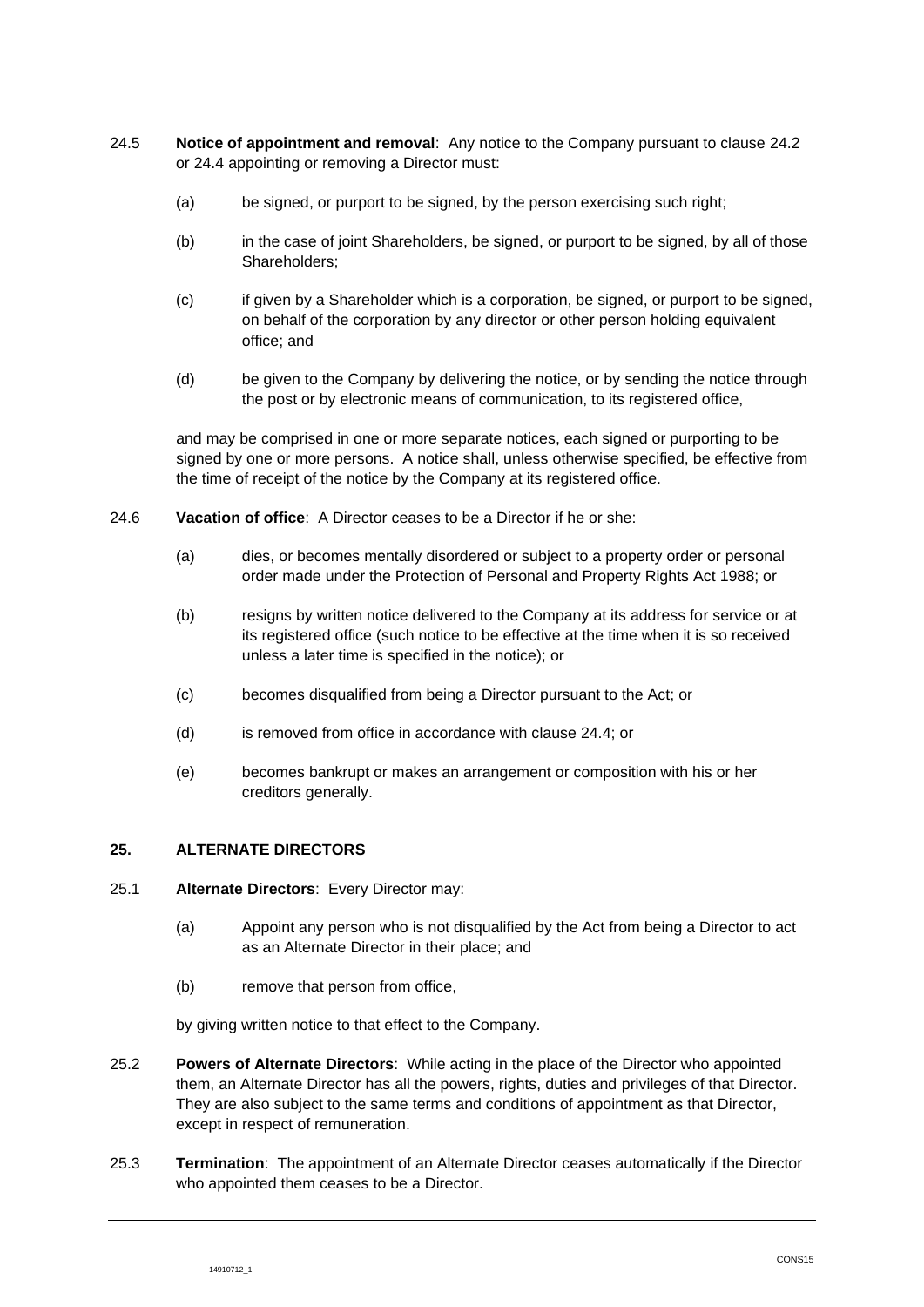24.5 **Notice of appointment and removal**: Any notice to the Company pursuant to clause 24.2 or 24.4 appointing or removing a Director must:

(a) be signed, or purport to be signed, by the person exercising such right;

(b) in the case of joint Shareholders, be signed, or purport to be signed, by all of those Shareholders;

(c) if given by a Shareholder which is a corporation, be signed, or purport to be signed, on behalf of the corporation by any director or other person holding equivalent office; and

(d) be given to the Company by delivering the notice, or by sending the notice through the post or by electronic means of communication, to its registered office,

and may be comprised in one or more separate notices, each signed or purporting to be signed by one or more persons. A notice shall, unless otherwise specified, be effective from the time of receipt of the notice by the Company at its registered office.

24.6 **Vacation of office**: A Director ceases to be a Director if he or she:

(a) dies, or becomes mentally disordered or subject to a property order or personal order made under the Protection of Personal and Property Rights Act 1988; or

(b) resigns by written notice delivered to the Company at its address for service or at its registered office (such notice to be effective at the time when it is so received unless a later time is specified in the notice); or

(c) becomes disqualified from being a Director pursuant to the Act; or

(d) is removed from office in accordance with clause 24.4; or

(e) becomes bankrupt or makes an arrangement or composition with his or her creditors generally.

## 25. ALTERNATE DIRECTORS

25.1 **Alternate Directors**: Every Director may:

(a) Appoint any person who is not disqualified by the Act from being a Director to act as an Alternate Director in their place; and

(b) remove that person from office,

by giving written notice to that effect to the Company.

25.2 **Powers of Alternate Directors**: While acting in the place of the Director who appointed them, an Alternate Director has all the powers, rights, duties and privileges of that Director. They are also subject to the same terms and conditions of appointment as that Director, except in respect of remuneration.

25.3 **Termination**: The appointment of an Alternate Director ceases automatically if the Director who appointed them ceases to be a Director.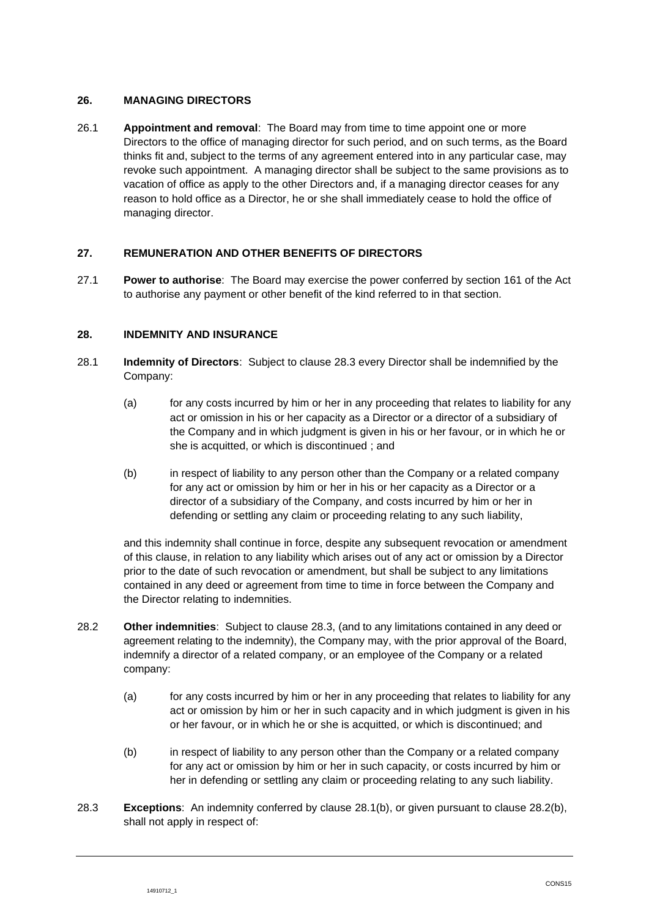## 26. MANAGING DIRECTORS

26.1 **Appointment and removal**: The Board may from time to time appoint one or more Directors to the office of managing director for such period, and on such terms, as the Board thinks fit and, subject to the terms of any agreement entered into in any particular case, may revoke such appointment. A managing director shall be subject to the same provisions as to vacation of office as apply to the other Directors and, if a managing director ceases for any reason to hold office as a Director, he or she shall immediately cease to hold the office of managing director.

## 27. REMUNERATION AND OTHER BENEFITS OF DIRECTORS

27.1 **Power to authorise**: The Board may exercise the power conferred by section 161 of the Act to authorise any payment or other benefit of the kind referred to in that section.

## 28. INDEMNITY AND INSURANCE

28.1 **Indemnity of Directors**: Subject to clause 28.3 every Director shall be indemnified by the Company:

(a) for any costs incurred by him or her in any proceeding that relates to liability for any act or omission in his or her capacity as a Director or a director of a subsidiary of the Company and in which judgment is given in his or her favour, or in which he or she is acquitted, or which is discontinued ; and

(b) in respect of liability to any person other than the Company or a related company for any act or omission by him or her in his or her capacity as a Director or a director of a subsidiary of the Company, and costs incurred by him or her in defending or settling any claim or proceeding relating to any such liability,

and this indemnity shall continue in force, despite any subsequent revocation or amendment of this clause, in relation to any liability which arises out of any act or omission by a Director prior to the date of such revocation or amendment, but shall be subject to any limitations contained in any deed or agreement from time to time in force between the Company and the Director relating to indemnities.

28.2 **Other indemnities**: Subject to clause 28.3, (and to any limitations contained in any deed or agreement relating to the indemnity), the Company may, with the prior approval of the Board, indemnify a director of a related company, or an employee of the Company or a related company:

(a) for any costs incurred by him or her in any proceeding that relates to liability for any act or omission by him or her in such capacity and in which judgment is given in his or her favour, or in which he or she is acquitted, or which is discontinued; and

(b) in respect of liability to any person other than the Company or a related company for any act or omission by him or her in such capacity, or costs incurred by him or her in defending or settling any claim or proceeding relating to any such liability.

28.3 **Exceptions**: An indemnity conferred by clause 28.1(b), or given pursuant to clause 28.2(b), shall not apply in respect of: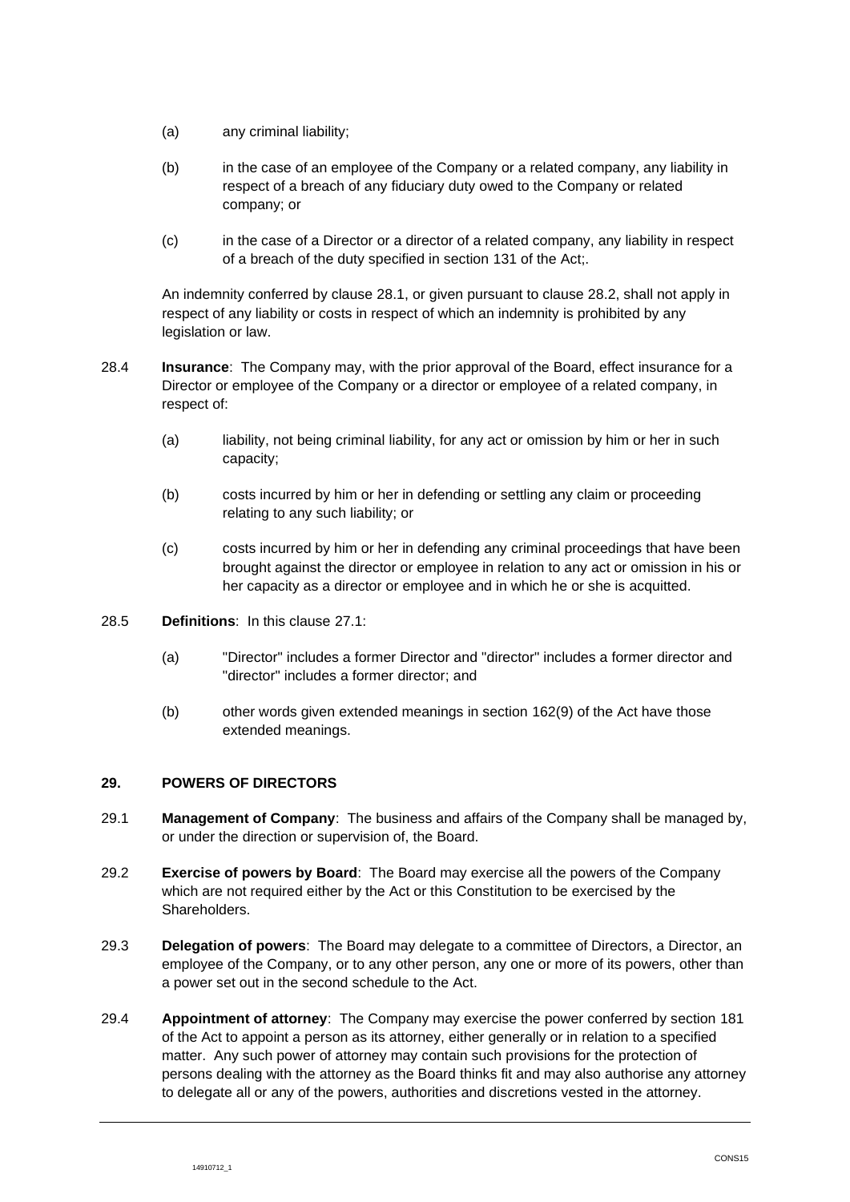(a) any criminal liability;

(b) in the case of an employee of the Company or a related company, any liability in respect of a breach of any fiduciary duty owed to the Company or related company; or

(c) in the case of a Director or a director of a related company, any liability in respect of a breach of the duty specified in section 131 of the Act;.

An indemnity conferred by clause 28.1, or given pursuant to clause 28.2, shall not apply in respect of any liability or costs in respect of which an indemnity is prohibited by any legislation or law.

28.4 **Insurance**: The Company may, with the prior approval of the Board, effect insurance for a Director or employee of the Company or a director or employee of a related company, in respect of:

(a) liability, not being criminal liability, for any act or omission by him or her in such capacity;

(b) costs incurred by him or her in defending or settling any claim or proceeding relating to any such liability; or

(c) costs incurred by him or her in defending any criminal proceedings that have been brought against the director or employee in relation to any act or omission in his or her capacity as a director or employee and in which he or she is acquitted.

28.5 **Definitions**: In this clause 27.1:

(a) "Director" includes a former Director and "director" includes a former director and "director" includes a former director; and

(b) other words given extended meanings in section 162(9) of the Act have those extended meanings.

## 29. POWERS OF DIRECTORS

29.1 **Management of Company**: The business and affairs of the Company shall be managed by, or under the direction or supervision of, the Board.

29.2 **Exercise of powers by Board**: The Board may exercise all the powers of the Company which are not required either by the Act or this Constitution to be exercised by the Shareholders.

29.3 **Delegation of powers**: The Board may delegate to a committee of Directors, a Director, an employee of the Company, or to any other person, any one or more of its powers, other than a power set out in the second schedule to the Act.

29.4 **Appointment of attorney**: The Company may exercise the power conferred by section 181 of the Act to appoint a person as its attorney, either generally or in relation to a specified matter. Any such power of attorney may contain such provisions for the protection of persons dealing with the attorney as the Board thinks fit and may also authorise any attorney to delegate all or any of the powers, authorities and discretions vested in the attorney.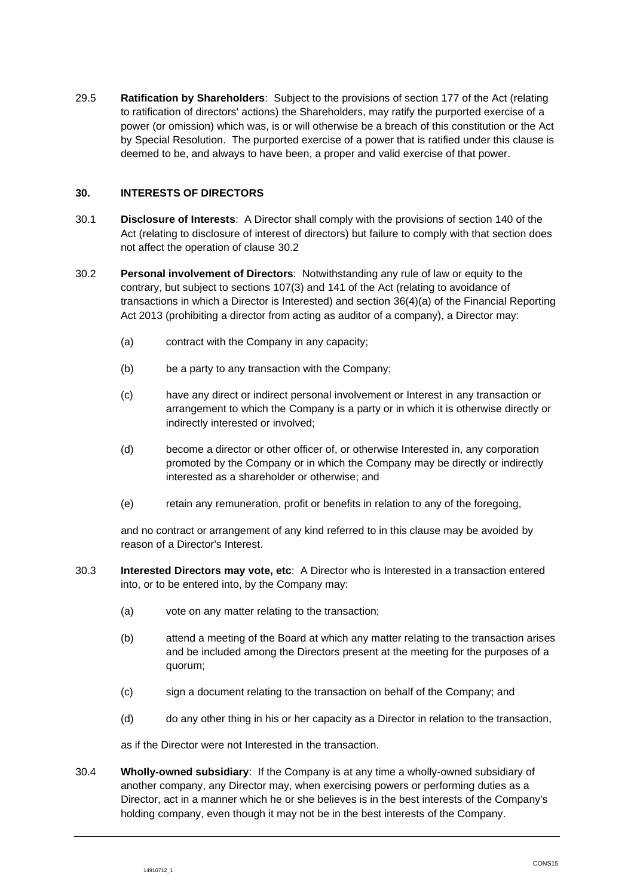29.5 **Ratification by Shareholders**: Subject to the provisions of section 177 of the Act (relating to ratification of directors' actions) the Shareholders, may ratify the purported exercise of a power (or omission) which was, is or will otherwise be a breach of this constitution or the Act by Special Resolution. The purported exercise of a power that is ratified under this clause is deemed to be, and always to have been, a proper and valid exercise of that power.

## 30. INTERESTS OF DIRECTORS

30.1 **Disclosure of Interests**: A Director shall comply with the provisions of section 140 of the Act (relating to disclosure of interest of directors) but failure to comply with that section does not affect the operation of clause 30.2

30.2 **Personal involvement of Directors**: Notwithstanding any rule of law or equity to the contrary, but subject to sections 107(3) and 141 of the Act (relating to avoidance of transactions in which a Director is Interested) and section 36(4)(a) of the Financial Reporting Act 2013 (prohibiting a director from acting as auditor of a company), a Director may:

(a) contract with the Company in any capacity;

(b) be a party to any transaction with the Company;

(c) have any direct or indirect personal involvement or Interest in any transaction or arrangement to which the Company is a party or in which it is otherwise directly or indirectly interested or involved;

(d) become a director or other officer of, or otherwise Interested in, any corporation promoted by the Company or in which the Company may be directly or indirectly interested as a shareholder or otherwise; and

(e) retain any remuneration, profit or benefits in relation to any of the foregoing,

and no contract or arrangement of any kind referred to in this clause may be avoided by reason of a Director's Interest.

30.3 **Interested Directors may vote, etc**: A Director who is Interested in a transaction entered into, or to be entered into, by the Company may:

(a) vote on any matter relating to the transaction;

(b) attend a meeting of the Board at which any matter relating to the transaction arises and be included among the Directors present at the meeting for the purposes of a quorum;

(c) sign a document relating to the transaction on behalf of the Company; and

(d) do any other thing in his or her capacity as a Director in relation to the transaction,

as if the Director were not Interested in the transaction.

30.4 **Wholly-owned subsidiary**: If the Company is at any time a wholly-owned subsidiary of another company, any Director may, when exercising powers or performing duties as a Director, act in a manner which he or she believes is in the best interests of the Company's holding company, even though it may not be in the best interests of the Company.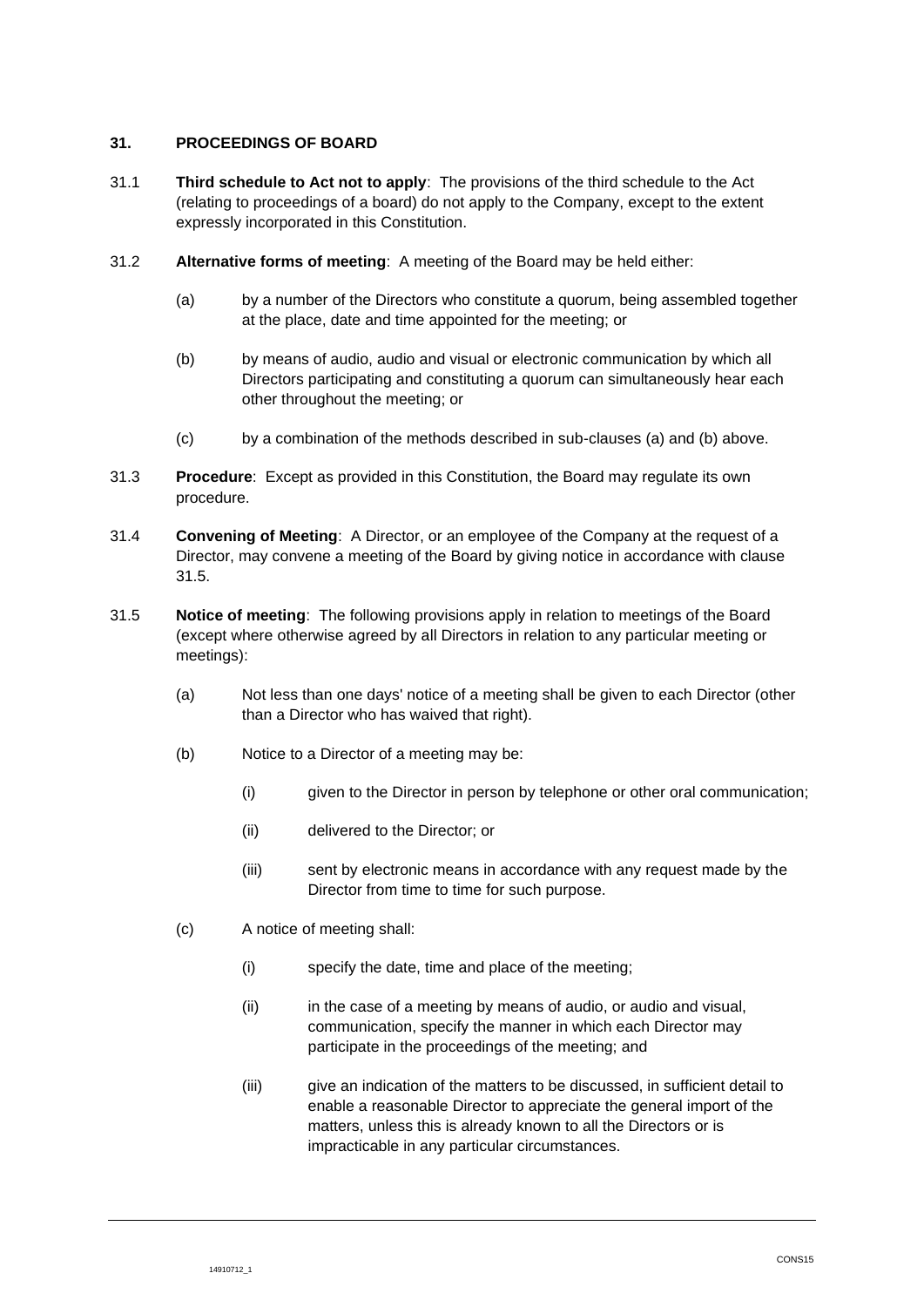## 31. PROCEEDINGS OF BOARD

31.1 **Third schedule to Act not to apply**: The provisions of the third schedule to the Act (relating to proceedings of a board) do not apply to the Company, except to the extent expressly incorporated in this Constitution.

31.2 **Alternative forms of meeting**: A meeting of the Board may be held either:

(a) by a number of the Directors who constitute a quorum, being assembled together at the place, date and time appointed for the meeting; or

(b) by means of audio, audio and visual or electronic communication by which all Directors participating and constituting a quorum can simultaneously hear each other throughout the meeting; or

(c) by a combination of the methods described in sub-clauses (a) and (b) above.

31.3 **Procedure**: Except as provided in this Constitution, the Board may regulate its own procedure.

31.4 **Convening of Meeting**: A Director, or an employee of the Company at the request of a Director, may convene a meeting of the Board by giving notice in accordance with clause 31.5.

31.5 **Notice of meeting**: The following provisions apply in relation to meetings of the Board (except where otherwise agreed by all Directors in relation to any particular meeting or meetings):

(a) Not less than one days' notice of a meeting shall be given to each Director (other than a Director who has waived that right).

(b) Notice to a Director of a meeting may be:

(i) given to the Director in person by telephone or other oral communication;

(ii) delivered to the Director; or

(iii) sent by electronic means in accordance with any request made by the Director from time to time for such purpose.

(c) A notice of meeting shall:

(i) specify the date, time and place of the meeting;

(ii) in the case of a meeting by means of audio, or audio and visual, communication, specify the manner in which each Director may participate in the proceedings of the meeting; and

(iii) give an indication of the matters to be discussed, in sufficient detail to enable a reasonable Director to appreciate the general import of the matters, unless this is already known to all the Directors or is impracticable in any particular circumstances.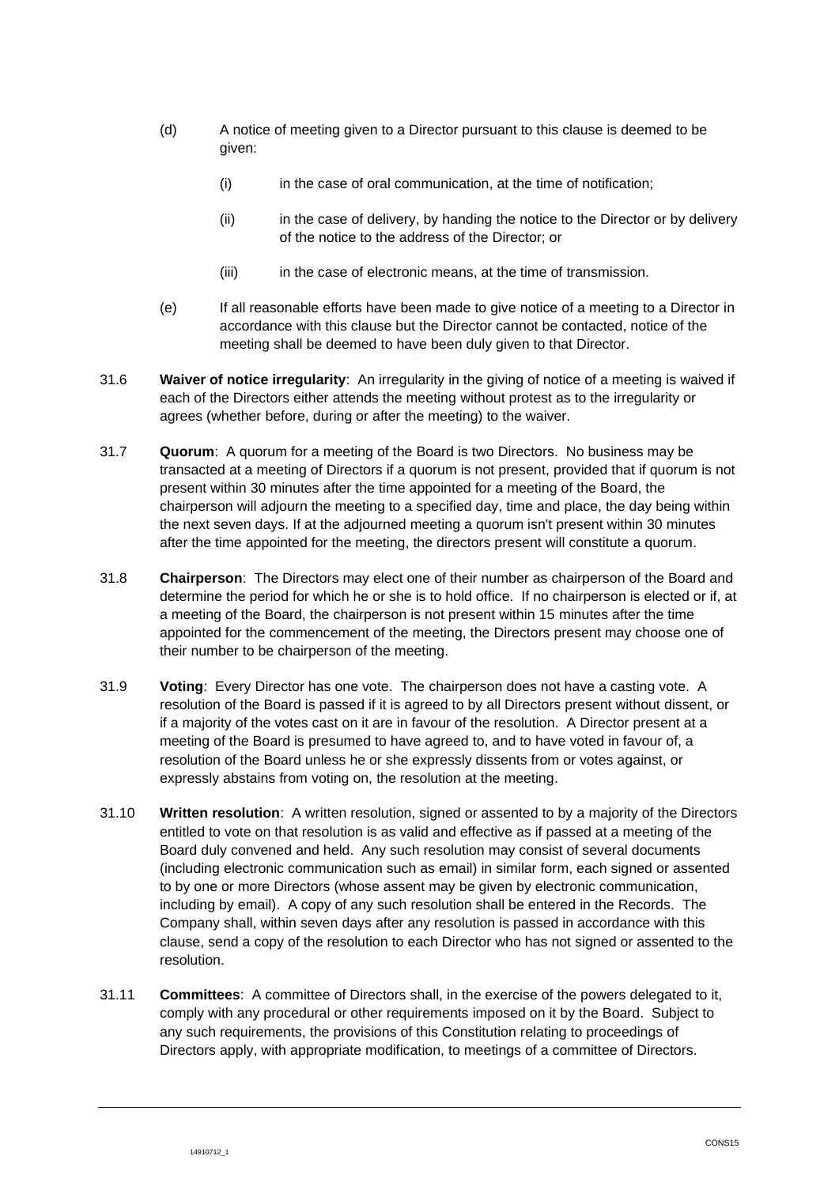(d) A notice of meeting given to a Director pursuant to this clause is deemed to be given:

   (i) in the case of oral communication, at the time of notification;

   (ii) in the case of delivery, by handing the notice to the Director or by delivery of the notice to the address of the Director; or

   (iii) in the case of electronic means, at the time of transmission.

(e) If all reasonable efforts have been made to give notice of a meeting to a Director in accordance with this clause but the Director cannot be contacted, notice of the meeting shall be deemed to have been duly given to that Director.

31.6 **Waiver of notice irregularity**: An irregularity in the giving of notice of a meeting is waived if each of the Directors either attends the meeting without protest as to the irregularity or agrees (whether before, during or after the meeting) to the waiver.

31.7 **Quorum**: A quorum for a meeting of the Board is two Directors. No business may be transacted at a meeting of Directors if a quorum is not present, provided that if quorum is not present within 30 minutes after the time appointed for a meeting of the Board, the chairperson will adjourn the meeting to a specified day, time and place, the day being within the next seven days. If at the adjourned meeting a quorum isn't present within 30 minutes after the time appointed for the meeting, the directors present will constitute a quorum.

31.8 **Chairperson**: The Directors may elect one of their number as chairperson of the Board and determine the period for which he or she is to hold office. If no chairperson is elected or if, at a meeting of the Board, the chairperson is not present within 15 minutes after the time appointed for the commencement of the meeting, the Directors present may choose one of their number to be chairperson of the meeting.

31.9 **Voting**: Every Director has one vote. The chairperson does not have a casting vote. A resolution of the Board is passed if it is agreed to by all Directors present without dissent, or if a majority of the votes cast on it are in favour of the resolution. A Director present at a meeting of the Board is presumed to have agreed to, and to have voted in favour of, a resolution of the Board unless he or she expressly dissents from or votes against, or expressly abstains from voting on, the resolution at the meeting.

31.10 **Written resolution**: A written resolution, signed or assented to by a majority of the Directors entitled to vote on that resolution is as valid and effective as if passed at a meeting of the Board duly convened and held. Any such resolution may consist of several documents (including electronic communication such as email) in similar form, each signed or assented to by one or more Directors (whose assent may be given by electronic communication, including by email). A copy of any such resolution shall be entered in the Records. The Company shall, within seven days after any resolution is passed in accordance with this clause, send a copy of the resolution to each Director who has not signed or assented to the resolution.

31.11 **Committees**: A committee of Directors shall, in the exercise of the powers delegated to it, comply with any procedural or other requirements imposed on it by the Board. Subject to any such requirements, the provisions of this Constitution relating to proceedings of Directors apply, with appropriate modification, to meetings of a committee of Directors.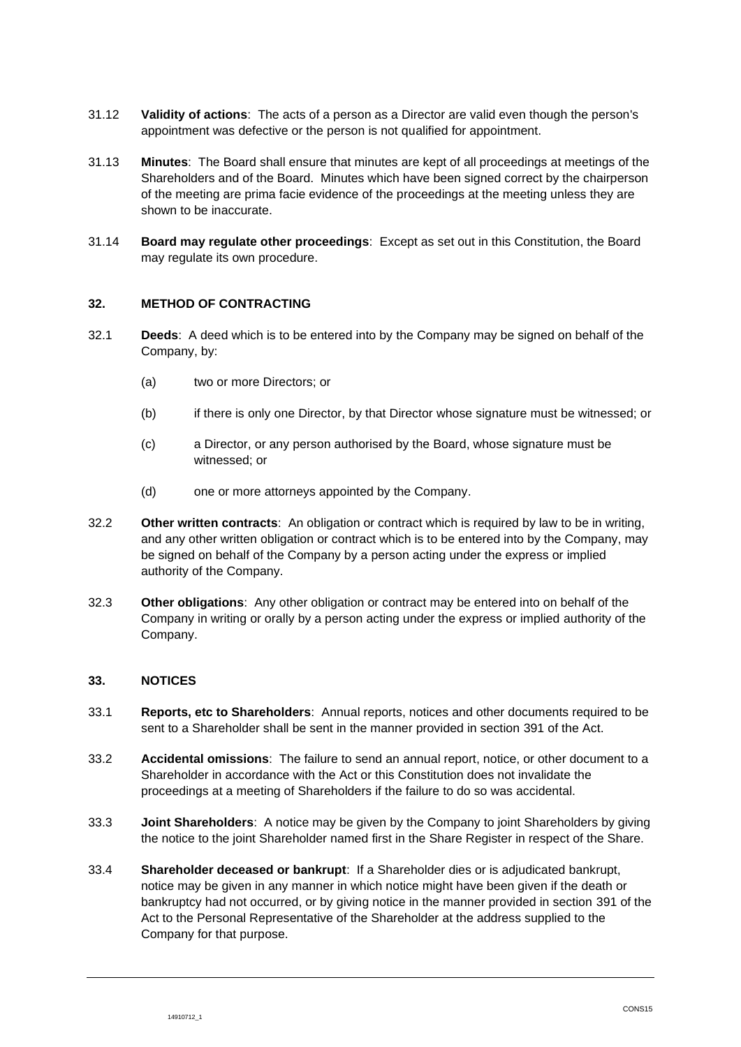31.12 **Validity of actions**: The acts of a person as a Director are valid even though the person's appointment was defective or the person is not qualified for appointment.

31.13 **Minutes**: The Board shall ensure that minutes are kept of all proceedings at meetings of the Shareholders and of the Board. Minutes which have been signed correct by the chairperson of the meeting are prima facie evidence of the proceedings at the meeting unless they are shown to be inaccurate.

31.14 **Board may regulate other proceedings**: Except as set out in this Constitution, the Board may regulate its own procedure.

## 32. METHOD OF CONTRACTING

32.1 **Deeds**: A deed which is to be entered into by the Company may be signed on behalf of the Company, by:

(a) two or more Directors; or

(b) if there is only one Director, by that Director whose signature must be witnessed; or

(c) a Director, or any person authorised by the Board, whose signature must be witnessed; or

(d) one or more attorneys appointed by the Company.

32.2 **Other written contracts**: An obligation or contract which is required by law to be in writing, and any other written obligation or contract which is to be entered into by the Company, may be signed on behalf of the Company by a person acting under the express or implied authority of the Company.

32.3 **Other obligations**: Any other obligation or contract may be entered into on behalf of the Company in writing or orally by a person acting under the express or implied authority of the Company.

## 33. NOTICES

33.1 **Reports, etc to Shareholders**: Annual reports, notices and other documents required to be sent to a Shareholder shall be sent in the manner provided in section 391 of the Act.

33.2 **Accidental omissions**: The failure to send an annual report, notice, or other document to a Shareholder in accordance with the Act or this Constitution does not invalidate the proceedings at a meeting of Shareholders if the failure to do so was accidental.

33.3 **Joint Shareholders**: A notice may be given by the Company to joint Shareholders by giving the notice to the joint Shareholder named first in the Share Register in respect of the Share.

33.4 **Shareholder deceased or bankrupt**: If a Shareholder dies or is adjudicated bankrupt, notice may be given in any manner in which notice might have been given if the death or bankruptcy had not occurred, or by giving notice in the manner provided in section 391 of the Act to the Personal Representative of the Shareholder at the address supplied to the Company for that purpose.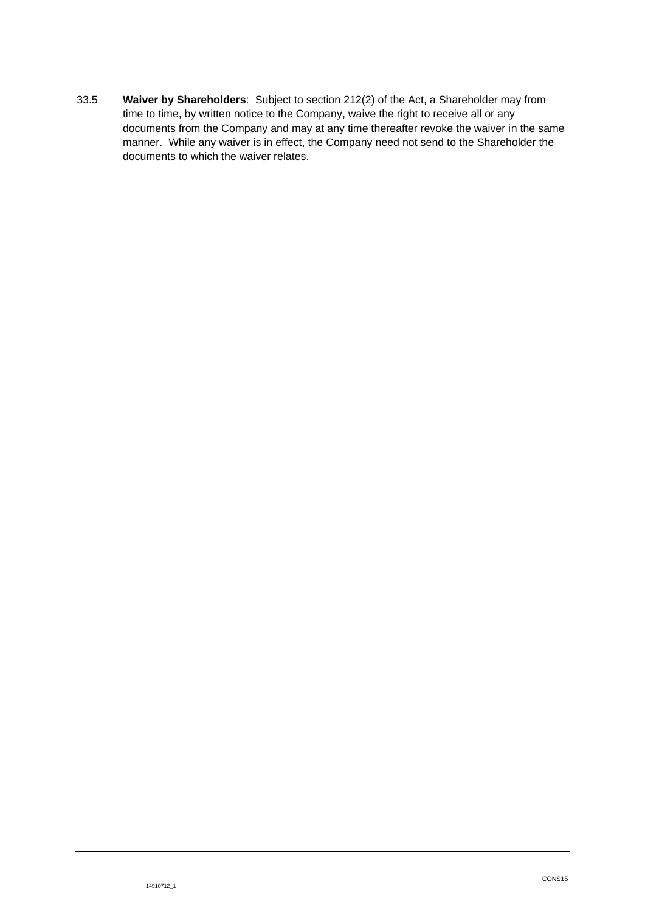33.5 **Waiver by Shareholders**: Subject to section 212(2) of the Act, a Shareholder may from time to time, by written notice to the Company, waive the right to receive all or any documents from the Company and may at any time thereafter revoke the waiver in the same manner. While any waiver is in effect, the Company need not send to the Shareholder the documents to which the waiver relates.